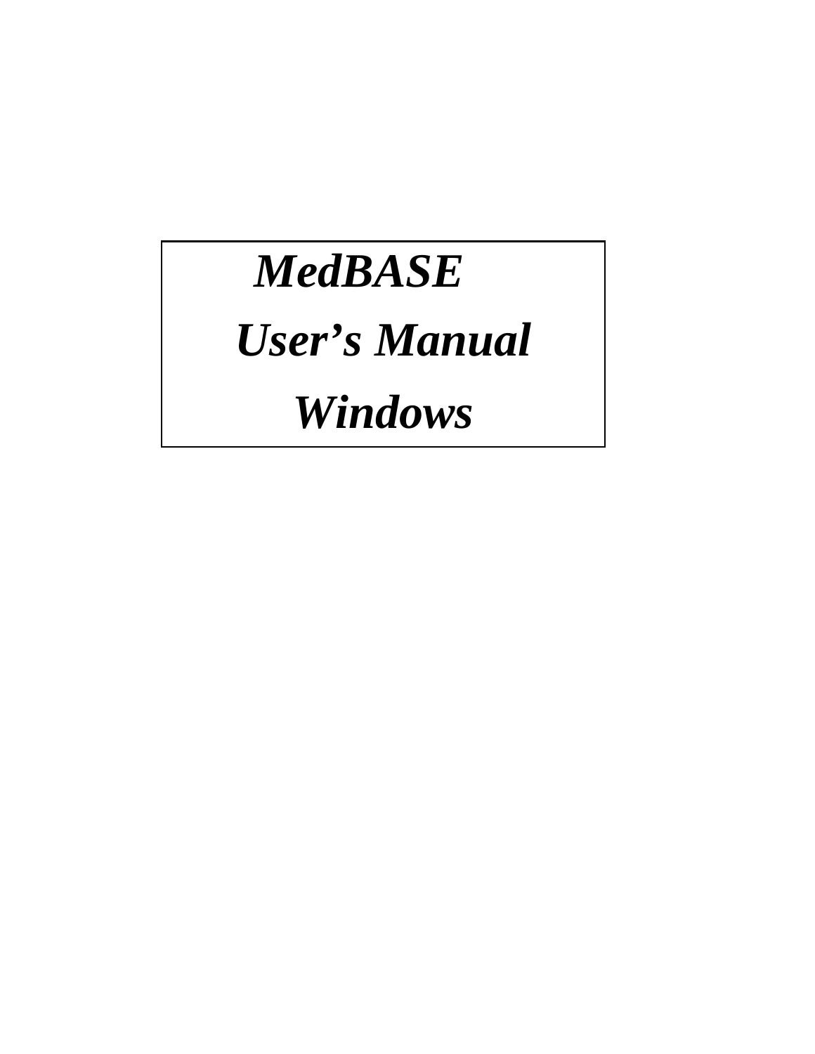# *MedBASE*

# *User's Manual*

# *Windows*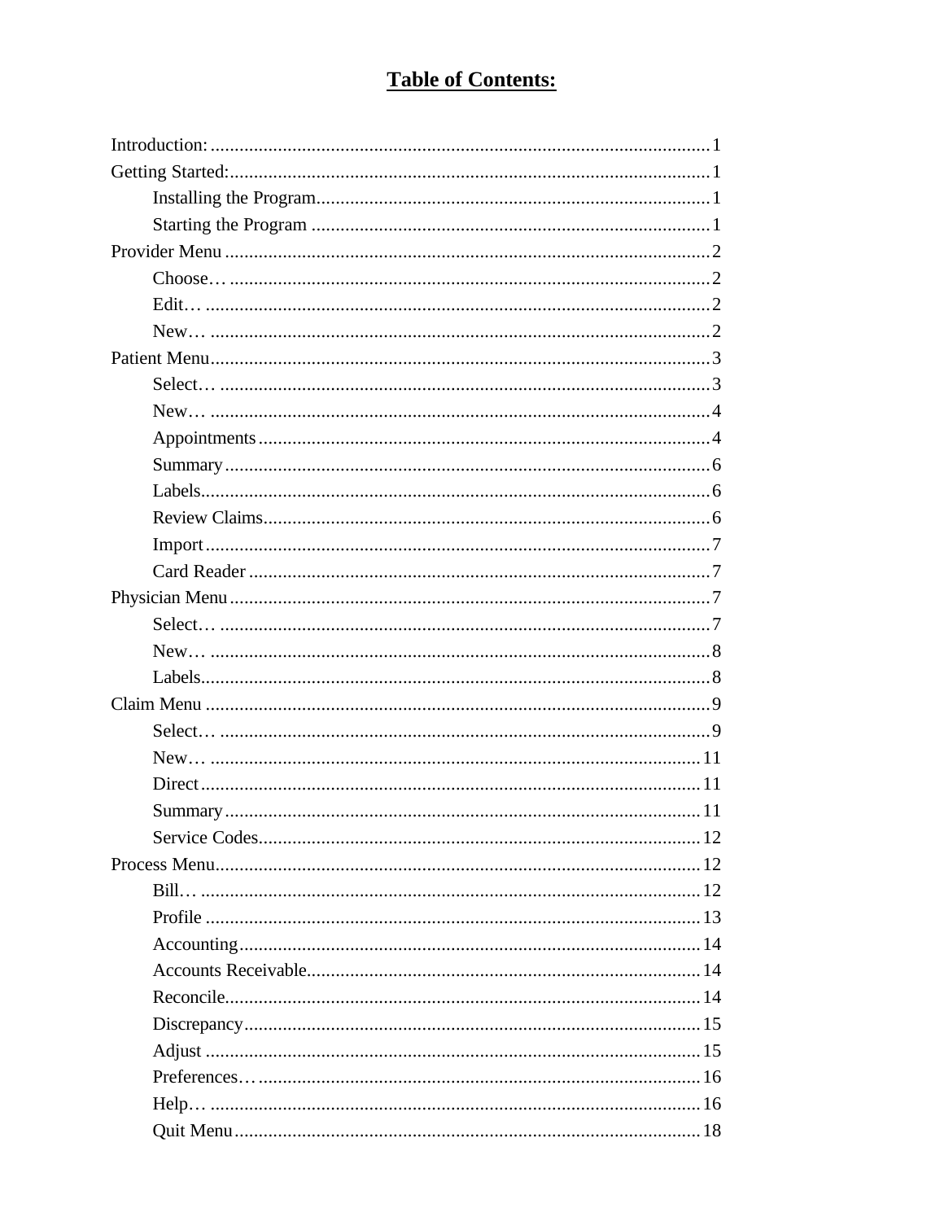# Table of Contents:

Introduction: ........................................................................................................ 1

Getting Started: ...................................................................................................... 1

- Installing the Program ................................................................................... 1
- Starting the Program ...................................................................................... 1

Provider Menu ......................................................................................................... 2

- Choose… ........................................................................................................ 2
- Edit… ............................................................................................................. 2
- New… ............................................................................................................ 2

Patient Menu ........................................................................................................... 3

- Select… .......................................................................................................... 3
- New… ............................................................................................................ 4
- Appointments ................................................................................................. 4
- Summary ........................................................................................................ 6
- Labels ............................................................................................................. 6
- Review Claims ................................................................................................ 6
- Import ............................................................................................................. 7
- Card Reader .................................................................................................... 7

Physician Menu ....................................................................................................... 7

- Select… .......................................................................................................... 7
- New… ............................................................................................................ 8
- Labels ............................................................................................................. 8

Claim Menu ............................................................................................................. 9

- Select… .......................................................................................................... 9
- New… ............................................................................................................ 11
- Direct ............................................................................................................. 11
- Summary ........................................................................................................ 11
- Service Codes ................................................................................................. 12

Process Menu .......................................................................................................... 12

- Bill… ............................................................................................................. 12
- Profile ............................................................................................................ 13
- Accounting ..................................................................................................... 14
- Accounts Receivable ...................................................................................... 14
- Reconcile ........................................................................................................ 14
- Discrepancy .................................................................................................... 15
- Adjust ............................................................................................................. 15
- Preferences… ................................................................................................. 16
- Help… ............................................................................................................ 16
- Quit Menu ...................................................................................................... 18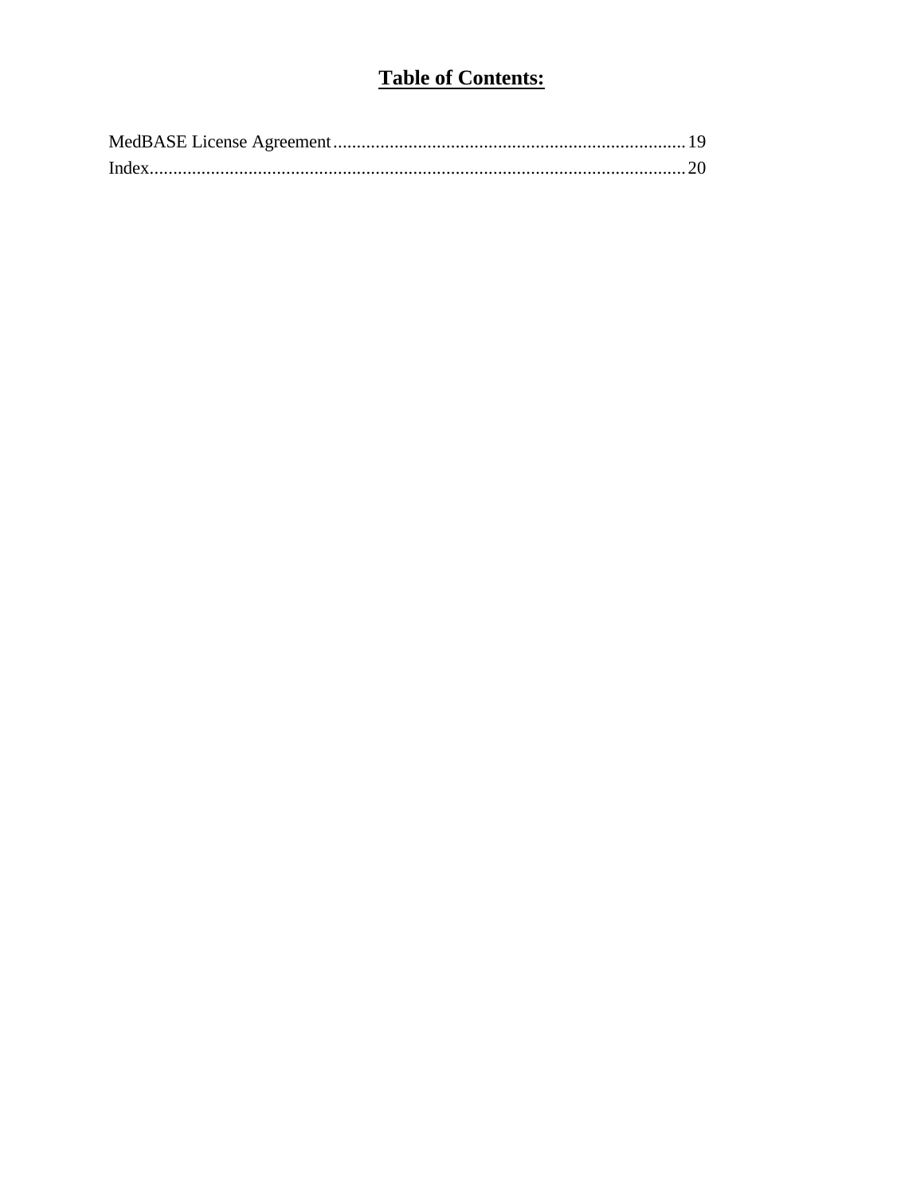# **Table of Contents:**

MedBASE License Agreement .......................................................................... 19
Index ................................................................................................................ 20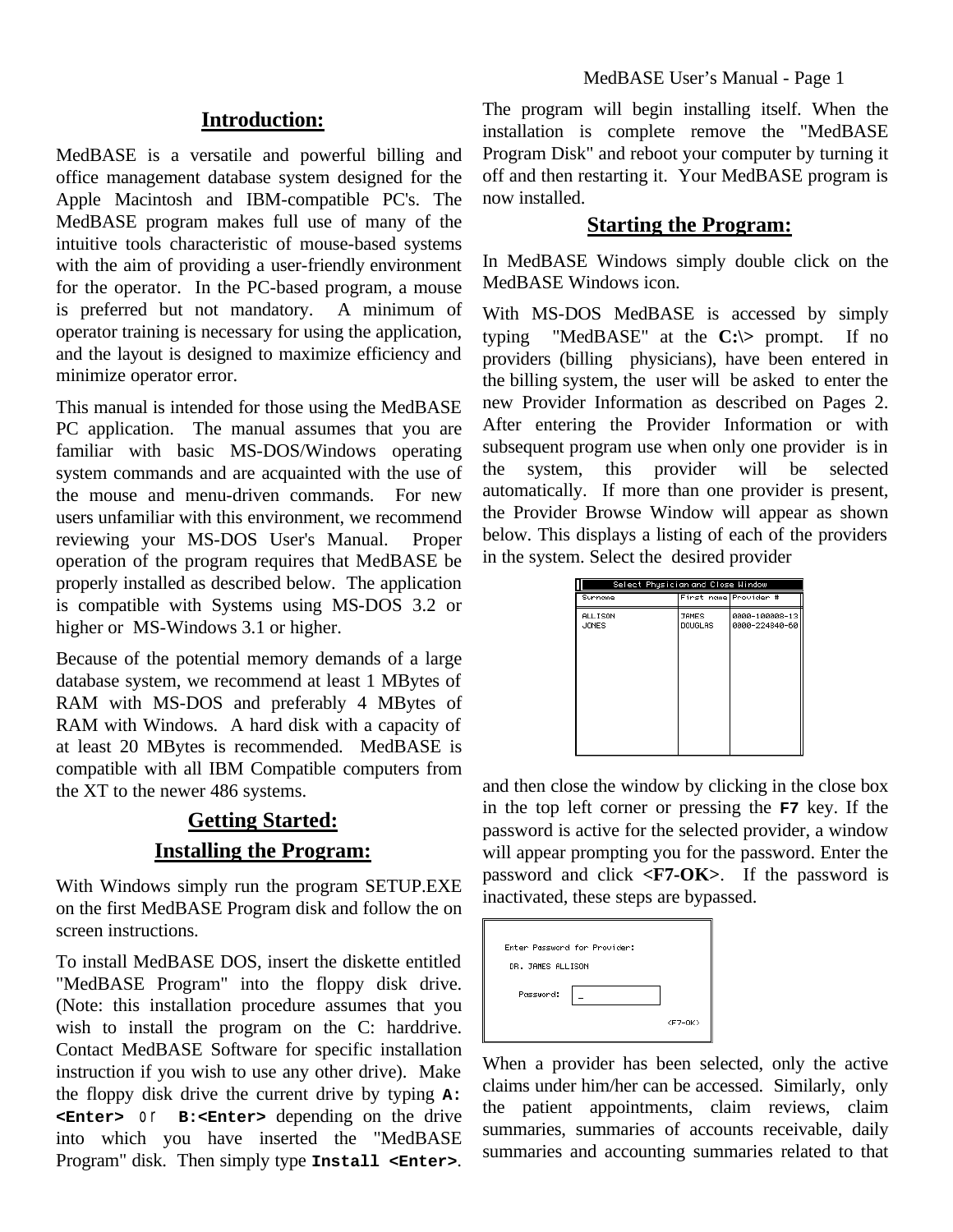## Introduction:

MedBASE is a versatile and powerful billing and office management database system designed for the Apple Macintosh and IBM-compatible PC's. The MedBASE program makes full use of many of the intuitive tools characteristic of mouse-based systems with the aim of providing a user-friendly environment for the operator. In the PC-based program, a mouse is preferred but not mandatory. A minimum of operator training is necessary for using the application, and the layout is designed to maximize efficiency and minimize operator error.

This manual is intended for those using the MedBASE PC application. The manual assumes that you are familiar with basic MS-DOS/Windows operating system commands and are acquainted with the use of the mouse and menu-driven commands. For new users unfamiliar with this environment, we recommend reviewing your MS-DOS User's Manual. Proper operation of the program requires that MedBASE be properly installed as described below. The application is compatible with Systems using MS-DOS 3.2 or higher or MS-Windows 3.1 or higher.

Because of the potential memory demands of a large database system, we recommend at least 1 MBytes of RAM with MS-DOS and preferably 4 MBytes of RAM with Windows. A hard disk with a capacity of at least 20 MBytes is recommended. MedBASE is compatible with all IBM Compatible computers from the XT to the newer 486 systems.

## Getting Started:

## Installing the Program:

With Windows simply run the program SETUP.EXE on the first MedBASE Program disk and follow the on screen instructions.

To install MedBASE DOS, insert the diskette entitled "MedBASE Program" into the floppy disk drive. (Note: this installation procedure assumes that you wish to install the program on the C: harddrive. Contact MedBASE Software for specific installation instruction if you wish to use any other drive). Make the floppy disk drive the current drive by typing **A: <Enter>** or **B:<Enter>** depending on the drive into which you have inserted the "MedBASE Program" disk. Then simply type **Install <Enter>**. The program will begin installing itself. When the installation is complete remove the "MedBASE Program Disk" and reboot your computer by turning it off and then restarting it. Your MedBASE program is now installed.

## Starting the Program:

In MedBASE Windows simply double click on the MedBASE Windows icon.

With MS-DOS MedBASE is accessed by simply typing "MedBASE" at the **C:\>** prompt. If no providers (billing physicians), have been entered in the billing system, the user will be asked to enter the new Provider Information as described on Pages 2. After entering the Provider Information or with subsequent program use when only one provider is in the system, this provider will be selected automatically. If more than one provider is present, the Provider Browse Window will appear as shown below. This displays a listing of each of the providers in the system. Select the desired provider

Select Physician and Close Window

| Surname | First name | Provider # |
|---|---|---|
| ALLISON | JAMES | 0000-100000-13 |
| JONES | DOUGLAS | 0000-224840-60 |

and then close the window by clicking in the close box in the top left corner or pressing the **F7** key. If the password is active for the selected provider, a window will appear prompting you for the password. Enter the password and click **<F7-OK>**. If the password is inactivated, these steps are bypassed.

```
Enter Password for Provider:
 DR. JAMES ALLISON

   Password:   _

                              <F7-OK>
```

When a provider has been selected, only the active claims under him/her can be accessed. Similarly, only the patient appointments, claim reviews, claim summaries, summaries of accounts receivable, daily summaries and accounting summaries related to that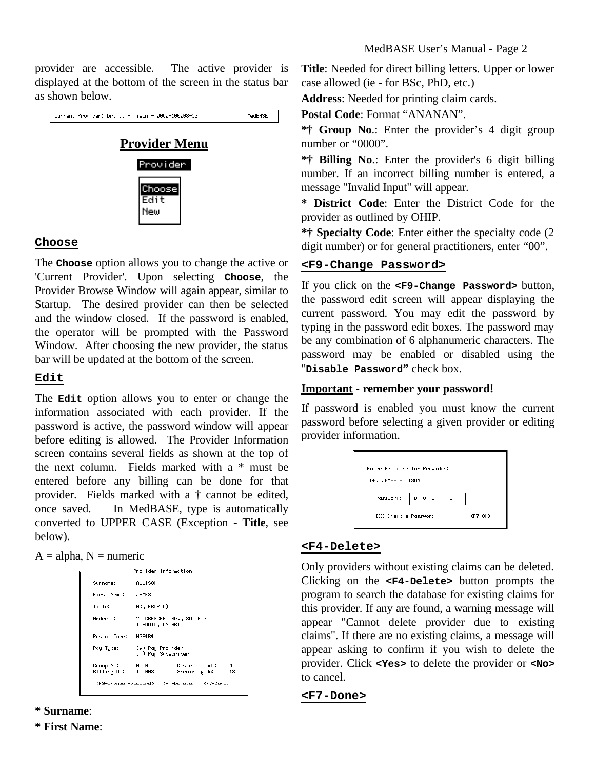provider are accessible. The active provider is displayed at the bottom of the screen in the status bar as shown below.

```
Current Provider: Dr. J. Allison - 0000-100008-13          MedBASE
```

## Provider Menu

```
Provider
  Choose
  Edit
  New
```

### Choose

The **Choose** option allows you to change the active or 'Current Provider'. Upon selecting **Choose**, the Provider Browse Window will again appear, similar to Startup. The desired provider can then be selected and the window closed. If the password is enabled, the operator will be prompted with the Password Window. After choosing the new provider, the status bar will be updated at the bottom of the screen.

### Edit

The **Edit** option allows you to enter or change the information associated with each provider. If the password is active, the password window will appear before editing is allowed. The Provider Information screen contains several fields as shown at the top of the next column. Fields marked with a * must be entered before any billing can be done for that provider. Fields marked with a † cannot be edited, once saved. In MedBASE, type is automatically converted to UPPER CASE (Exception - **Title**, see below).

A = alpha, N = numeric

```
Provider Information
Surname:      ALLISON
First Name:   JAMES
Title:        MD, FRCP(C)
Address:      24 CRESCENT RD., SUITE 3
              TORONTO, ONTARIO
Postal Code:  M3E4R4
Pay Type:     (•) Pay Provider
              ( ) Pay Subscriber
Group No:     0000        District Code:   N
Billing No:   100008      Specialty No:    13
<F9-Change Password>   <F4-Delete>   <F7-Done>
```

**\* Surname**:

**\* First Name**:

**Title**: Needed for direct billing letters. Upper or lower case allowed (ie - for BSc, PhD, etc.)

**Address**: Needed for printing claim cards.

**Postal Code**: Format "ANANAN".

**\*† Group No**.: Enter the provider's 4 digit group number or "0000".

**\*† Billing No**.: Enter the provider's 6 digit billing number. If an incorrect billing number is entered, a message "Invalid Input" will appear.

**\* District Code**: Enter the District Code for the provider as outlined by OHIP.

**\*† Specialty Code**: Enter either the specialty code (2 digit number) or for general practitioners, enter "00".

### <F9-Change Password>

If you click on the **<F9-Change Password>** button, the password edit screen will appear displaying the current password. You may edit the password by typing in the password edit boxes. The password may be any combination of 6 alphanumeric characters. The password may be enabled or disabled using the "**Disable Password"** check box.

**Important** - **remember your password!**

If password is enabled you must know the current password before selecting a given provider or editing provider information.

```
Enter Password for Provider:
DR. JAMES ALLISON
Password:  D O C T O R
[X] Disable Password          <F7-OK>
```

### <F4-Delete>

Only providers without existing claims can be deleted. Clicking on the **<F4-Delete>** button prompts the program to search the database for existing claims for this provider. If any are found, a warning message will appear "Cannot delete provider due to existing claims". If there are no existing claims, a message will appear asking to confirm if you wish to delete the provider. Click **<Yes>** to delete the provider or **<No>** to cancel.

### <F7-Done>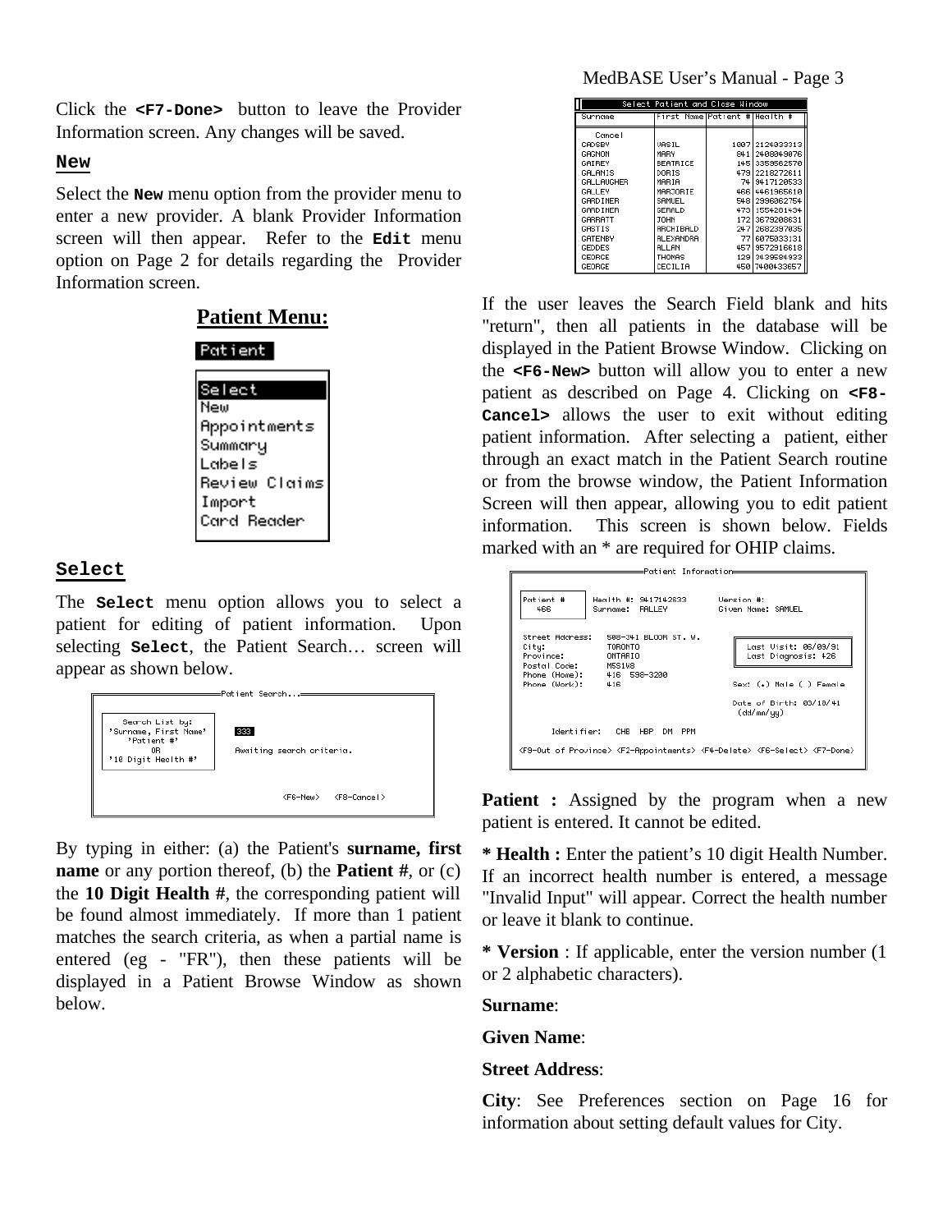Click the **`<F7-Done>`** button to leave the Provider Information screen. Any changes will be saved.

### `New`

Select the **`New`** menu option from the provider menu to enter a new provider. A blank Provider Information screen will then appear. Refer to the **`Edit`** menu option on Page 2 for details regarding the Provider Information screen.

## Patient Menu:

Patient

- Select
- New
- Appointments
- Summary
- Labels
- Review Claims
- Import
- Card Reader

### `Select`

The **`Select`** menu option allows you to select a patient for editing of patient information. Upon selecting **`Select`**, the Patient Search… screen will appear as shown below.

```
Patient Search...
  Search List by:
'Surname, First Name'     333
   'Patient #'            Awaiting search criteria.
       OR
'10 Digit Health #'
                          <F6-New>   <F8-Cancel>
```

By typing in either: (a) the Patient's **surname, first name** or any portion thereof, (b) the **Patient #**, or (c) the **10 Digit Health #**, the corresponding patient will be found almost immediately. If more than 1 patient matches the search criteria, as when a partial name is entered (eg - "FR"), then these patients will be displayed in a Patient Browse Window as shown below.

Select Patient and Close Window

| Surname | First Name | Patient # | Health # |
|---|---|---|---|
| Cancel | | | |
| GADSBY | VASIL | 1007 | 2124333313 |
| GAGNON | MARY | 841 | 2408049076 |
| GAIREY | BEATRICE | 145 | 3359562570 |
| GALANIS | DORIS | 479 | 2218272611 |
| GALLAUGHER | MARIA | 74 | 9417120533 |
| GALLEY | MARJORIE | 466 | 4461965610 |
| GARDINER | SAMUEL | 548 | 2996062754 |
| GARDINER | GERALD | 473 | 1554281434 |
| GARRATT | JOHN | 172 | 3679208631 |
| GASTIS | ARCHIBALD | 247 | 2682397035 |
| GATENBY | ALEXANDRA | 77 | 6075033131 |
| GEDDES | ALLAN | 457 | 9572916618 |
| GEORGE | THOMAS | 129 | 3439584933 |
| GEORGE | CECILIA | 450 | 7400433657 |

If the user leaves the Search Field blank and hits "return", then all patients in the database will be displayed in the Patient Browse Window. Clicking on the **`<F6-New>`** button will allow you to enter a new patient as described on Page 4. Clicking on **`<F8-Cancel>`** allows the user to exit without editing patient information. After selecting a patient, either through an exact match in the Patient Search routine or from the browse window, the Patient Information Screen will then appear, allowing you to edit patient information. This screen is shown below. Fields marked with an * are required for OHIP claims.

```
Patient Information
Patient #     Health #: 9417142633       Version #:
  466         Surname:  FALLEY           Given Name: SAMUEL

Street Address:   508-341 BLOOR ST. W.
City:             TORONTO                  Last Visit: 06/09/9(
Province:         ONTARIO                  Last Diagnosis: 426
Postal Code:      M5S1W8
Phone (Home):     416  598-3200
Phone (Work):     416                      Sex: (*) Male ( ) Female

                                           Date of Birth: 03/10/41
                                            (dd/mm/yy)

     Identifier:   CHB  HBP  DM  PPM

<F9-Out of Province> <F2-Appointments> <F4-Delete> <F6-Select> <F7-Done>
```

**Patient :** Assigned by the program when a new patient is entered. It cannot be edited.

**\* Health :** Enter the patient's 10 digit Health Number. If an incorrect health number is entered, a message "Invalid Input" will appear. Correct the health number or leave it blank to continue.

**\* Version** : If applicable, enter the version number (1 or 2 alphabetic characters).

**Surname**:

**Given Name**:

**Street Address**:

**City**: See Preferences section on Page 16 for information about setting default values for City.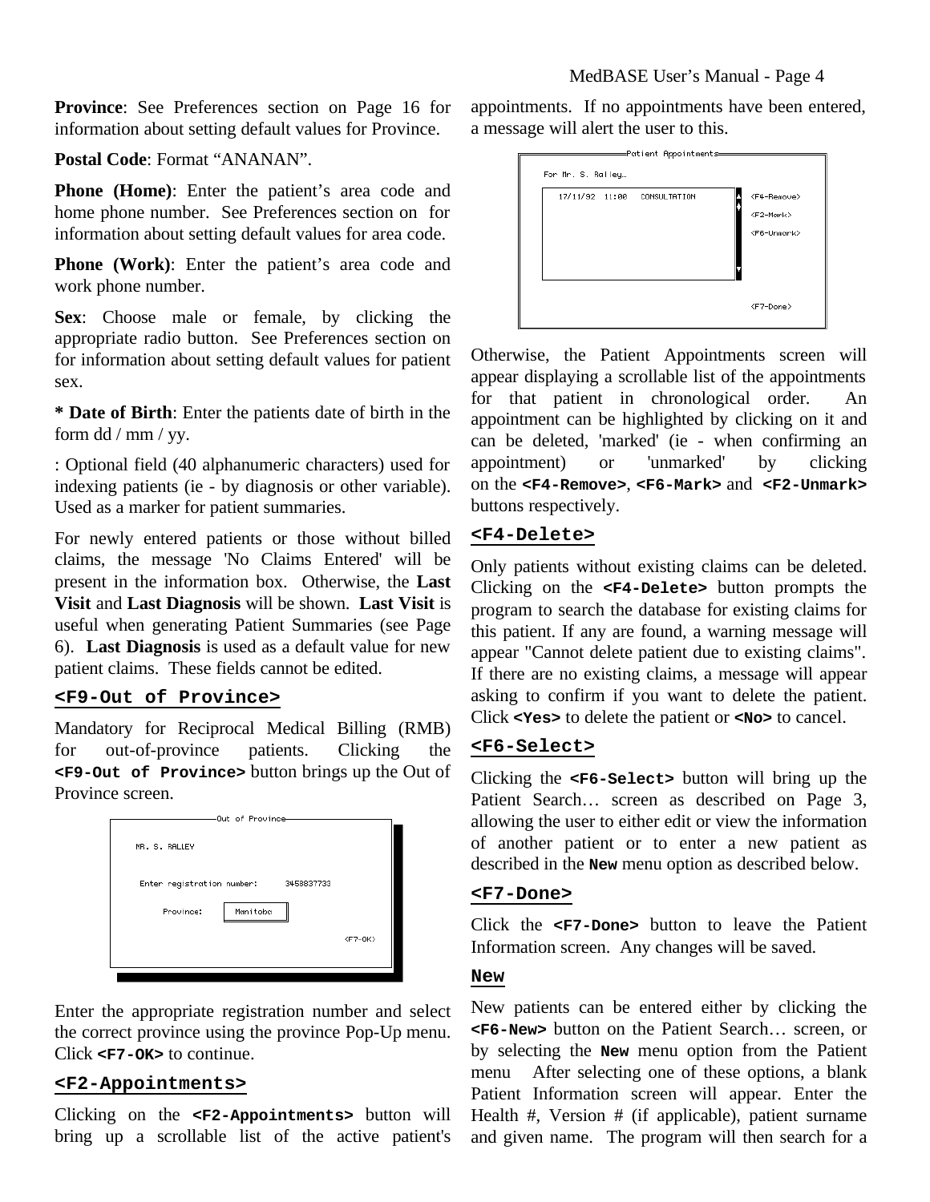**Province**: See Preferences section on Page 16 for information about setting default values for Province.

**Postal Code**: Format "ANANAN".

**Phone (Home)**: Enter the patient's area code and home phone number. See Preferences section on for information about setting default values for area code.

**Phone (Work)**: Enter the patient's area code and work phone number.

**Sex**: Choose male or female, by clicking the appropriate radio button. See Preferences section on for information about setting default values for patient sex.

**\* Date of Birth**: Enter the patients date of birth in the form dd / mm / yy.

: Optional field (40 alphanumeric characters) used for indexing patients (ie - by diagnosis or other variable). Used as a marker for patient summaries.

For newly entered patients or those without billed claims, the message 'No Claims Entered' will be present in the information box. Otherwise, the **Last Visit** and **Last Diagnosis** will be shown. **Last Visit** is useful when generating Patient Summaries (see Page 6). **Last Diagnosis** is used as a default value for new patient claims. These fields cannot be edited.

### `<F9-Out of Province>`

Mandatory for Reciprocal Medical Billing (RMB) for out-of-province patients. Clicking the **`<F9-Out of Province>`** button brings up the Out of Province screen.

```
Out of Province
MR. S. RALLEY

Enter registration number:     3458837733

Province:   Manitoba

                                    <F7-OK>
```

Enter the appropriate registration number and select the correct province using the province Pop-Up menu. Click **`<F7-OK>`** to continue.

### `<F2-Appointments>`

Clicking on the **`<F2-Appointments>`** button will bring up a scrollable list of the active patient's appointments. If no appointments have been entered, a message will alert the user to this.

```
Patient Appointments
For Mr. S. Ralley…
  17/11/92  11:00   CONSULTATION        <F4-Remove>
                                        <F2-Mark>
                                        <F6-Unmark>

                                        <F7-Done>
```

Otherwise, the Patient Appointments screen will appear displaying a scrollable list of the appointments for that patient in chronological order. An appointment can be highlighted by clicking on it and can be deleted, 'marked' (ie - when confirming an appointment) or 'unmarked' by clicking on the **`<F4-Remove>`**, **`<F6-Mark>`** and **`<F2-Unmark>`** buttons respectively.

### `<F4-Delete>`

Only patients without existing claims can be deleted. Clicking on the **`<F4-Delete>`** button prompts the program to search the database for existing claims for this patient. If any are found, a warning message will appear "Cannot delete patient due to existing claims". If there are no existing claims, a message will appear asking to confirm if you want to delete the patient. Click **`<Yes>`** to delete the patient or **`<No>`** to cancel.

### `<F6-Select>`

Clicking the **`<F6-Select>`** button will bring up the Patient Search… screen as described on Page 3, allowing the user to either edit or view the information of another patient or to enter a new patient as described in the **`New`** menu option as described below.

### `<F7-Done>`

Click the **`<F7-Done>`** button to leave the Patient Information screen. Any changes will be saved.

### `New`

New patients can be entered either by clicking the **`<F6-New>`** button on the Patient Search… screen, or by selecting the **`New`** menu option from the Patient menu After selecting one of these options, a blank Patient Information screen will appear. Enter the Health #, Version # (if applicable), patient surname and given name. The program will then search for a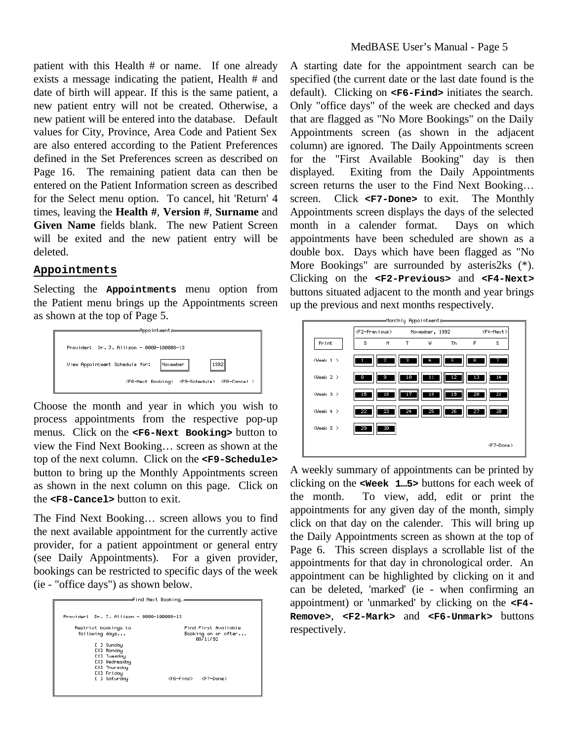patient with this Health # or name. If one already exists a message indicating the patient, Health # and date of birth will appear. If this is the same patient, a new patient entry will not be created. Otherwise, a new patient will be entered into the database. Default values for City, Province, Area Code and Patient Sex are also entered according to the Patient Preferences defined in the Set Preferences screen as described on Page 16. The remaining patient data can then be entered on the Patient Information screen as described for the Select menu option. To cancel, hit 'Return' 4 times, leaving the **Health #**, **Version #**, **Surname** and **Given Name** fields blank. The new Patient Screen will be exited and the new patient entry will be deleted.

## Appointments

Selecting the **Appointments** menu option from the Patient menu brings up the Appointments screen as shown at the top of Page 5.

```
Appointments
Provider:  Dr. J. Allison - 0000-100008-13
View Appointment Schedule for:  [November]  [1992]
<F6-Next Booking>  <F9-Schedule>  <F8-Cancel >
```

Choose the month and year in which you wish to process appointments from the respective pop-up menus. Click on the **<F6-Next Booking>** button to view the Find Next Booking… screen as shown at the top of the next column. Click on the **<F9-Schedule>** button to bring up the Monthly Appointments screen as shown in the next column on this page. Click on the **<F8-Cancel>** button to exit.

The Find Next Booking… screen allows you to find the next available appointment for the currently active provider, for a patient appointment or general entry (see Daily Appointments). For a given provider, bookings can be restricted to specific days of the week (ie - "office days") as shown below.

```
Find Next Booking…
Provider:  Dr. J. Allison - 0000-100008-13
Restrict bookings to          Find First Available
following days...             Booking on or after...
                                    08/11/92
  [ ] Sunday
  [X] Monday
  [X] Tuesday
  [X] Wednesday
  [X] Thursday
  [X] Friday
  [ ] Saturday               <F6-Find>   <F7-Done>
```

A starting date for the appointment search can be specified (the current date or the last date found is the default). Clicking on **<F6-Find>** initiates the search. Only "office days" of the week are checked and days that are flagged as "No More Bookings" on the Daily Appointments screen (as shown in the adjacent column) are ignored. The Daily Appointments screen for the "First Available Booking" day is then displayed. Exiting from the Daily Appointments screen returns the user to the Find Next Booking… screen. Click **<F7-Done>** to exit. The Monthly Appointments screen displays the days of the selected month in a calender format. Days on which appointments have been scheduled are shown as a double box. Days which have been flagged as "No More Bookings" are surrounded by asteris2ks (*). Clicking on the **<F2-Previous>** and **<F4-Next>** buttons situated adjacent to the month and year brings up the previous and next months respectively.

```
Monthly Appointments
          <F2-Previous>     November, 1992      <F4-Next>
[Print]     S    M    T    W    Th   F    S
<Week 1 >   1    2    3    4    5    6    7
<Week 2 >   8    9    10   11   12   13   14
<Week 3 >   15   16   17   18   19   20   21
<Week 4 >   22   23   24   25   26   27   28
<Week 5 >   29   30
                                         <F7-Done>
```

A weekly summary of appointments can be printed by clicking on the **<Week 1…5>** buttons for each week of the month. To view, add, edit or print the appointments for any given day of the month, simply click on that day on the calender. This will bring up the Daily Appointments screen as shown at the top of Page 6. This screen displays a scrollable list of the appointments for that day in chronological order. An appointment can be highlighted by clicking on it and can be deleted, 'marked' (ie - when confirming an appointment) or 'unmarked' by clicking on the **<F4-Remove>**, **<F2-Mark>** and **<F6-Unmark>** buttons respectively.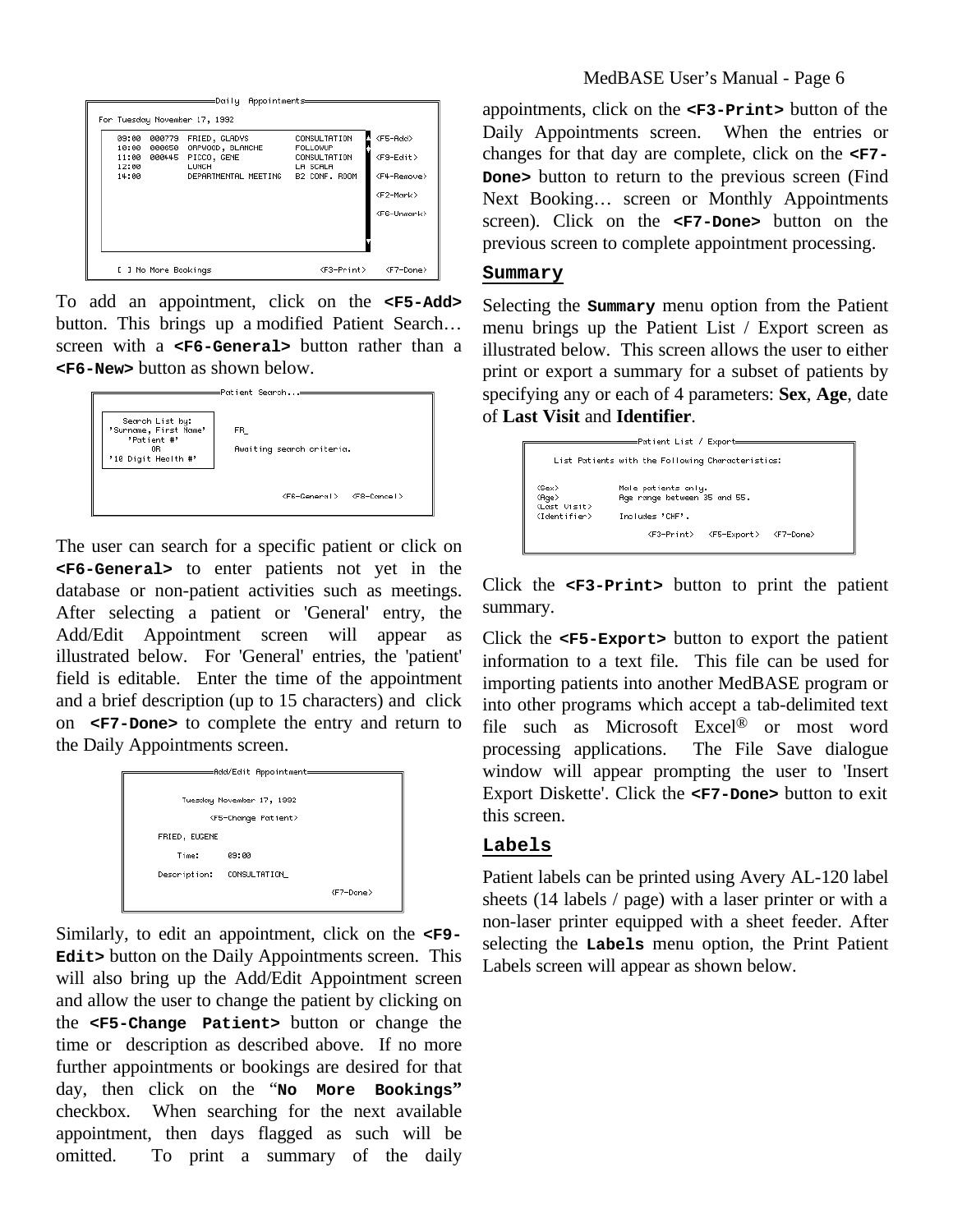```
Daily Appointments
For Tuesday November 17, 1992

  09:00  000779  FRIED, GLADYS         CONSULTATION    <F5-Add>
  10:00  000650  ORPWOOD, BLANCHE      FOLLOWUP
  11:00  000445  PICCO, GENE           CONSULTATION    <F9-Edit>
  12:00          LUNCH                 LA SCALA
  14:00          DEPARTMENTAL MEETING  B2 CONF. ROOM   <F4-Remove>

                                                       <F2-Mark>

                                                       <F6-Unmark>

  [ ] No More Bookings                    <F3-Print>    <F7-Done>
```

To add an appointment, click on the **`<F5-Add>`** button. This brings up a modified Patient Search… screen with a **`<F6-General>`** button rather than a **`<F6-New>`** button as shown below.

```
Patient Search...

  Search List by:
 'Surname, First Name'      FR_
    'Patient #'
       OR                   Awaiting search criteria.
 '10 Digit Health #'

                                  <F6-General>   <F8-Cancel>
```

The user can search for a specific patient or click on **`<F6-General>`** to enter patients not yet in the database or non-patient activities such as meetings. After selecting a patient or 'General' entry, the Add/Edit Appointment screen will appear as illustrated below. For 'General' entries, the 'patient' field is editable. Enter the time of the appointment and a brief description (up to 15 characters) and click on **`<F7-Done>`** to complete the entry and return to the Daily Appointments screen.

```
Add/Edit Appointment

      Tuesday November 17, 1992

          <F5-Change Patient>

  FRIED, EUGENE

     Time:        09:00

  Description:   CONSULTATION_

                                     <F7-Done>
```

Similarly, to edit an appointment, click on the **`<F9-Edit>`** button on the Daily Appointments screen. This will also bring up the Add/Edit Appointment screen and allow the user to change the patient by clicking on the **`<F5-Change Patient>`** button or change the time or description as described above. If no more further appointments or bookings are desired for that day, then click on the "**`No More Bookings`**" checkbox. When searching for the next available appointment, then days flagged as such will be omitted. To print a summary of the daily appointments, click on the **`<F3-Print>`** button of the Daily Appointments screen. When the entries or changes for that day are complete, click on the **`<F7-Done>`** button to return to the previous screen (Find Next Booking… screen or Monthly Appointments screen). Click on the **`<F7-Done>`** button on the previous screen to complete appointment processing.

## Summary

Selecting the **`Summary`** menu option from the Patient menu brings up the Patient List / Export screen as illustrated below. This screen allows the user to either print or export a summary for a subset of patients by specifying any or each of 4 parameters: **Sex**, **Age**, date of **Last Visit** and **Identifier**.

```
Patient List / Export

  List Patients with the Following Characteristics:

  <Sex>           Male patients only.
  <Age>           Age range between 35 and 55.
  <Last Visit>
  <Identifier>    Includes 'CHF'.

                 <F3-Print>   <F5-Export>   <F7-Done>
```

Click the **`<F3-Print>`** button to print the patient summary.

Click the **`<F5-Export>`** button to export the patient information to a text file. This file can be used for importing patients into another MedBASE program or into other programs which accept a tab-delimited text file such as Microsoft Excel® or most word processing applications. The File Save dialogue window will appear prompting the user to 'Insert Export Diskette'. Click the **`<F7-Done>`** button to exit this screen.

## Labels

Patient labels can be printed using Avery AL-120 label sheets (14 labels / page) with a laser printer or with a non-laser printer equipped with a sheet feeder. After selecting the **`Labels`** menu option, the Print Patient Labels screen will appear as shown below.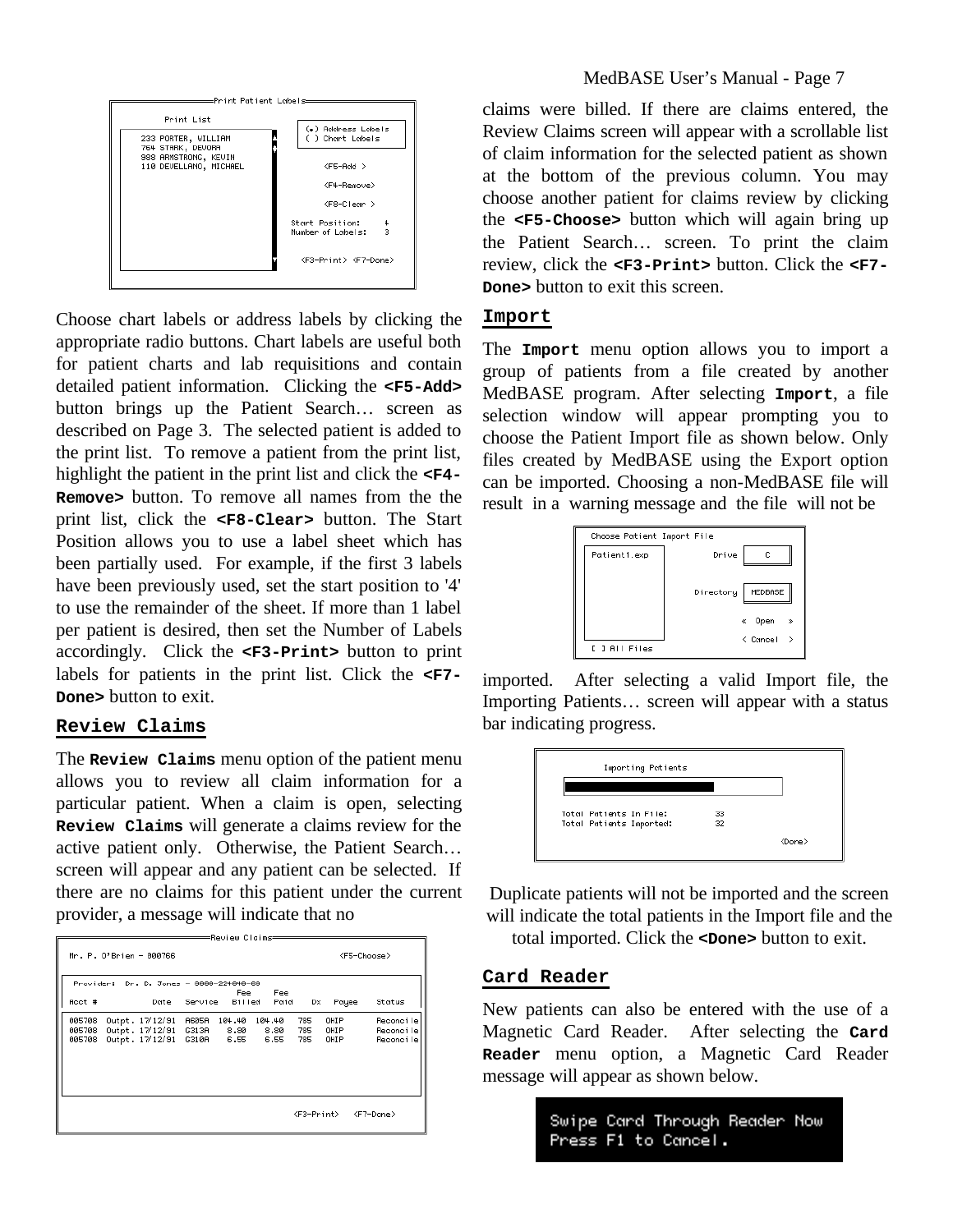Print Patient Labels

Print List

233 PORTER, WILLIAM
764 STARK, DEVORA
988 ARMSTRONG, KEVIN
110 DEVELLANO, MICHAEL

(•) Address Labels
( ) Chart Labels

<F5-Add >

<F4-Remove>

<F8-Clear >

Start Position: 4
Number of Labels: 3

<F3-Print> <F7-Done>

Choose chart labels or address labels by clicking the appropriate radio buttons. Chart labels are useful both for patient charts and lab requisitions and contain detailed patient information. Clicking the **<F5-Add>** button brings up the Patient Search… screen as described on Page 3. The selected patient is added to the print list. To remove a patient from the print list, highlight the patient in the print list and click the **<F4-Remove>** button. To remove all names from the the print list, click the **<F8-Clear>** button. The Start Position allows you to use a label sheet which has been partially used. For example, if the first 3 labels have been previously used, set the start position to '4' to use the remainder of the sheet. If more than 1 label per patient is desired, then set the Number of Labels accordingly. Click the **<F3-Print>** button to print labels for patients in the print list. Click the **<F7-Done>** button to exit.

## Review Claims

The **Review Claims** menu option of the patient menu allows you to review all claim information for a particular patient. When a claim is open, selecting **Review Claims** will generate a claims review for the active patient only. Otherwise, the Patient Search… screen will appear and any patient can be selected. If there are no claims for this patient under the current provider, a message will indicate that no

Review Claims

Mr. P. O'Brien - 000766 <F5-Choose>

Provider: Dr. D. Jones - 0000-224040-00

| Acct # | Date | Service | Fee Billed | Fee Paid | Dx | Payee | Status |
|---|---|---|---|---|---|---|---|
| 005708 | Outpt. 17/12/91 | A605A | 104.40 | 104.40 | 795 | OHIP | Reconcile |
| 005708 | Outpt. 17/12/91 | G313A | 8.80 | 8.80 | 795 | OHIP | Reconcile |
| 005708 | Outpt. 17/12/91 | G310A | 6.55 | 6.55 | 795 | OHIP | Reconcile |

<F3-Print> <F7-Done>

claims were billed. If there are claims entered, the Review Claims screen will appear with a scrollable list of claim information for the selected patient as shown at the bottom of the previous column. You may choose another patient for claims review by clicking the **<F5-Choose>** button which will again bring up the Patient Search… screen. To print the claim review, click the **<F3-Print>** button. Click the **<F7-Done>** button to exit this screen.

## Import

The **Import** menu option allows you to import a group of patients from a file created by another MedBASE program. After selecting **Import**, a file selection window will appear prompting you to choose the Patient Import file as shown below. Only files created by MedBASE using the Export option can be imported. Choosing a non-MedBASE file will result in a warning message and the file will not be

Choose Patient Import File

Patient1.exp

Drive C

Directory MEDBASE

« Open »

< Cancel >

[ ] All Files

imported. After selecting a valid Import file, the Importing Patients… screen will appear with a status bar indicating progress.

Importing Patients

Total Patients In File: 33
Total Patients Imported: 32

<Done>

Duplicate patients will not be imported and the screen will indicate the total patients in the Import file and the total imported. Click the **<Done>** button to exit.

## Card Reader

New patients can also be entered with the use of a Magnetic Card Reader. After selecting the **Card Reader** menu option, a Magnetic Card Reader message will appear as shown below.

Swipe Card Through Reader Now
Press F1 to Cancel.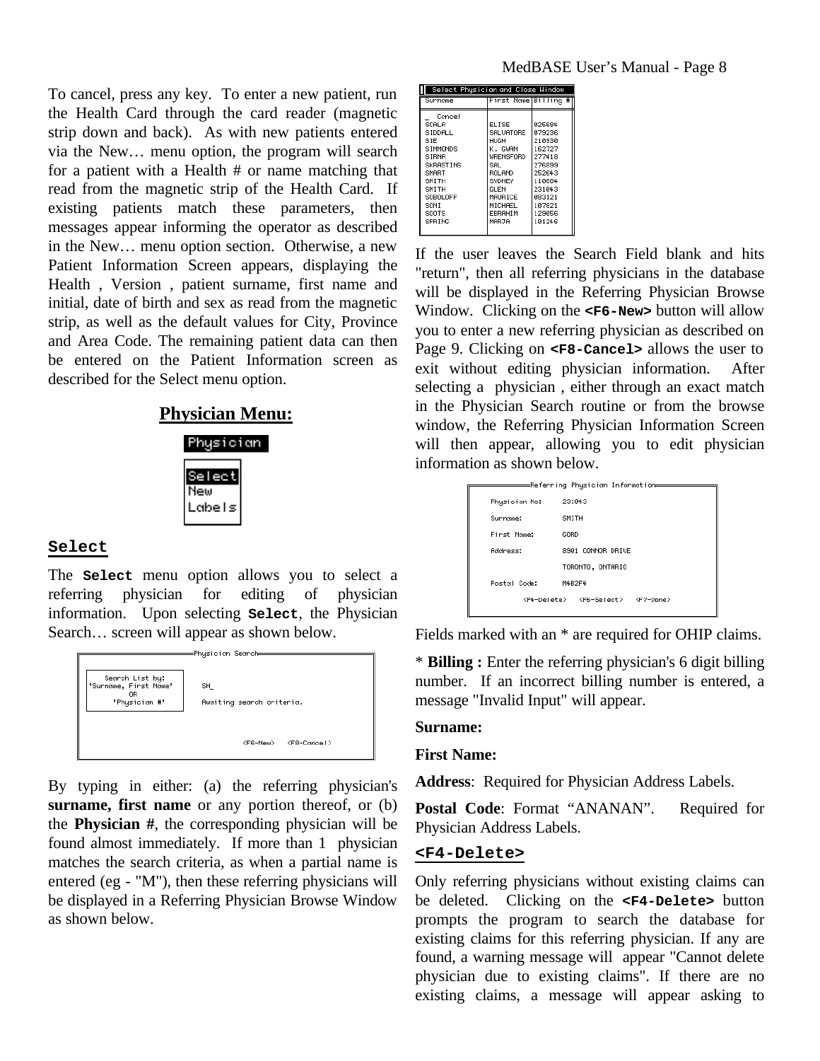To cancel, press any key. To enter a new patient, run the Health Card through the card reader (magnetic strip down and back). As with new patients entered via the New… menu option, the program will search for a patient with a Health # or name matching that read from the magnetic strip of the Health Card. If existing patients match these parameters, then messages appear informing the operator as described in the New… menu option section. Otherwise, a new Patient Information Screen appears, displaying the Health , Version , patient surname, first name and initial, date of birth and sex as read from the magnetic strip, as well as the default values for City, Province and Area Code. The remaining patient data can then be entered on the Patient Information screen as described for the Select menu option.

## Physician Menu:

```
Physician

Select
New
Labels
```

### Select

The **Select** menu option allows you to select a referring physician for editing of physician information. Upon selecting **Select**, the Physician Search… screen will appear as shown below.

```
Physician Search

Search List by:
'Surname, First Name'      SH_
        OR
  'Physician #'            Awaiting search criteria.

                    <F6-New>   <F8-Cancel>
```

By typing in either: (a) the referring physician's **surname, first name** or any portion thereof, or (b) the **Physician #**, the corresponding physician will be found almost immediately. If more than 1 physician matches the search criteria, as when a partial name is entered (eg - "M"), then these referring physicians will be displayed in a Referring Physician Browse Window as shown below.

```
Select Physician and Close Window
Surname      First Name  Billing #

_ Cancel
SCALA        ELISE       025684
SIDDALL      SALVATORE   079236
SIE          HUGH        210830
SIMMONDS     K. GWAN     162727
SIRNA        WRENSFORD   277418
SKRASTINS    SAL         276899
SMART        ROLAND      252643
SMITH        SYDNEY      110684
SMITH        GLEN        231043
SOBOLOFF     MAURICE     083121
SONI         MICHAEL     107821
SOOTS        EBRAHIM     129056
SPRINC       MARJA       101246
```

If the user leaves the Search Field blank and hits "return", then all referring physicians in the database will be displayed in the Referring Physician Browse Window. Clicking on the **<F6-New>** button will allow you to enter a new referring physician as described on Page 9. Clicking on **<F8-Cancel>** allows the user to exit without editing physician information. After selecting a physician , either through an exact match in the Physician Search routine or from the browse window, the Referring Physician Information Screen will then appear, allowing you to edit physician information as shown below.

```
Referring Physician Information

Physician No:    231043
Surname:         SMITH
First Name:      GORD
Address:         8901 CONNOR DRIVE
                 TORONTO, ONTARIO
Postal Code:     M4B2F4

      <F4-Delete>   <F6-Select>   <F7-Done>
```

Fields marked with an * are required for OHIP claims.

* **Billing :** Enter the referring physician's 6 digit billing number. If an incorrect billing number is entered, a message "Invalid Input" will appear.

**Surname:**

**First Name:**

**Address**: Required for Physician Address Labels.

**Postal Code**: Format "ANANAN". Required for Physician Address Labels.

### <F4-Delete>

Only referring physicians without existing claims can be deleted. Clicking on the **<F4-Delete>** button prompts the program to search the database for existing claims for this referring physician. If any are found, a warning message will appear "Cannot delete physician due to existing claims". If there are no existing claims, a message will appear asking to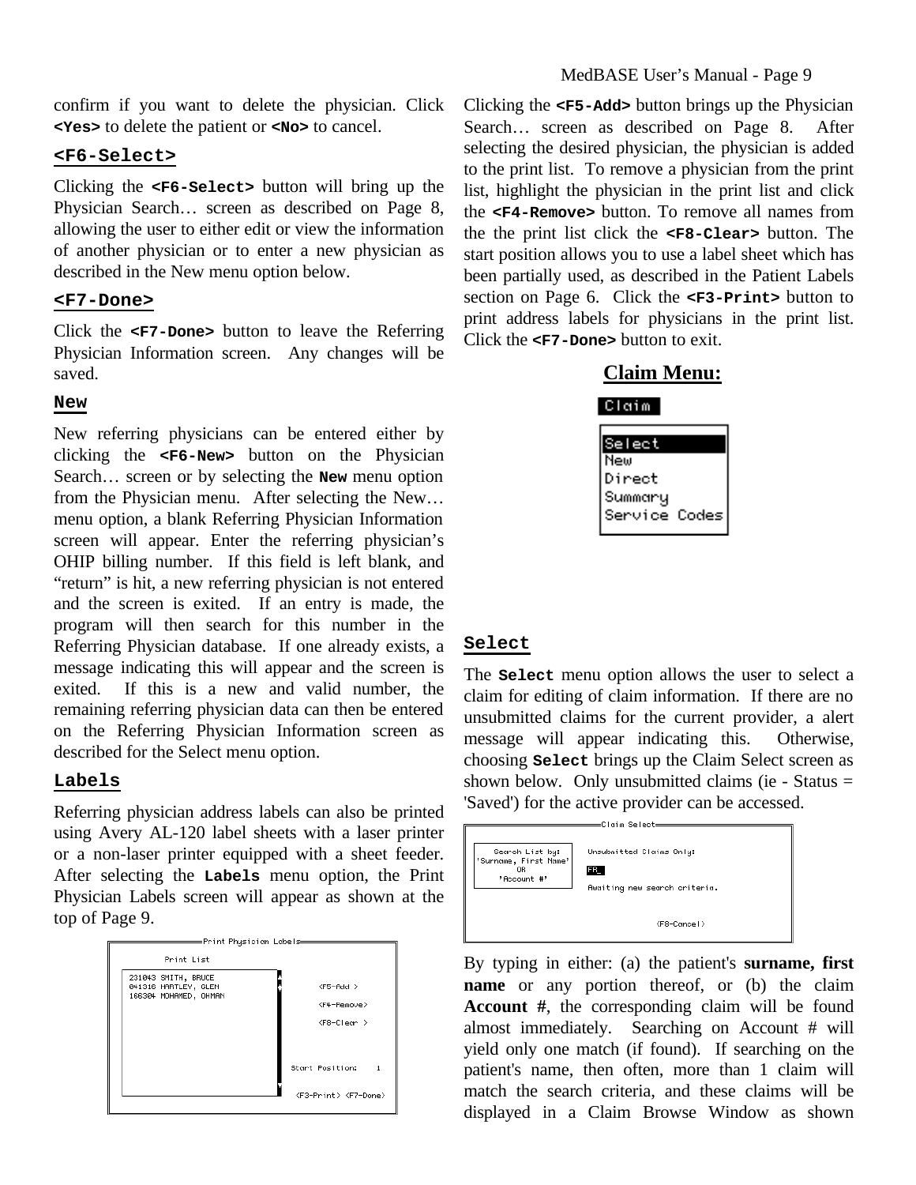confirm if you want to delete the physician. Click **<Yes>** to delete the patient or **<No>** to cancel.

### <F6-Select>

Clicking the **<F6-Select>** button will bring up the Physician Search… screen as described on Page 8, allowing the user to either edit or view the information of another physician or to enter a new physician as described in the New menu option below.

### <F7-Done>

Click the **<F7-Done>** button to leave the Referring Physician Information screen. Any changes will be saved.

### New

New referring physicians can be entered either by clicking the **<F6-New>** button on the Physician Search… screen or by selecting the **New** menu option from the Physician menu. After selecting the New… menu option, a blank Referring Physician Information screen will appear. Enter the referring physician's OHIP billing number. If this field is left blank, and "return" is hit, a new referring physician is not entered and the screen is exited. If an entry is made, the program will then search for this number in the Referring Physician database. If one already exists, a message indicating this will appear and the screen is exited. If this is a new and valid number, the remaining referring physician data can then be entered on the Referring Physician Information screen as described for the Select menu option.

### Labels

Referring physician address labels can also be printed using Avery AL-120 label sheets with a laser printer or a non-laser printer equipped with a sheet feeder. After selecting the **Labels** menu option, the Print Physician Labels screen will appear as shown at the top of Page 9.

```
Print Physician Labels
Print List
231043 SMITH, BRUCE          <F5-Add >
041316 HARTLEY, GLEN         <F4-Remove>
166304 MOHAMED, OHMAN        <F8-Clear >
                             Start Position:   1
                             <F3-Print> <F7-Done>
```

Clicking the **<F5-Add>** button brings up the Physician Search… screen as described on Page 8. After selecting the desired physician, the physician is added to the print list. To remove a physician from the print list, highlight the physician in the print list and click the **<F4-Remove>** button. To remove all names from the the print list click the **<F8-Clear>** button. The start position allows you to use a label sheet which has been partially used, as described in the Patient Labels section on Page 6. Click the **<F3-Print>** button to print address labels for physicians in the print list. Click the **<F7-Done>** button to exit.

## Claim Menu:

```
Claim
  Select
  New
  Direct
  Summary
  Service Codes
```

### Select

The **Select** menu option allows the user to select a claim for editing of claim information. If there are no unsubmitted claims for the current provider, a alert message will appear indicating this. Otherwise, choosing **Select** brings up the Claim Select screen as shown below. Only unsubmitted claims (ie - Status = 'Saved') for the active provider can be accessed.

```
Claim Select
Search List by:            Unsubmitted Claims Only:
'Surname, First Name'      FR_
OR                         Awaiting new search criteria.
'Account #'
                           <F8-Cancel>
```

By typing in either: (a) the patient's **surname, first name** or any portion thereof, or (b) the claim **Account #**, the corresponding claim will be found almost immediately. Searching on Account # will yield only one match (if found). If searching on the patient's name, then often, more than 1 claim will match the search criteria, and these claims will be displayed in a Claim Browse Window as shown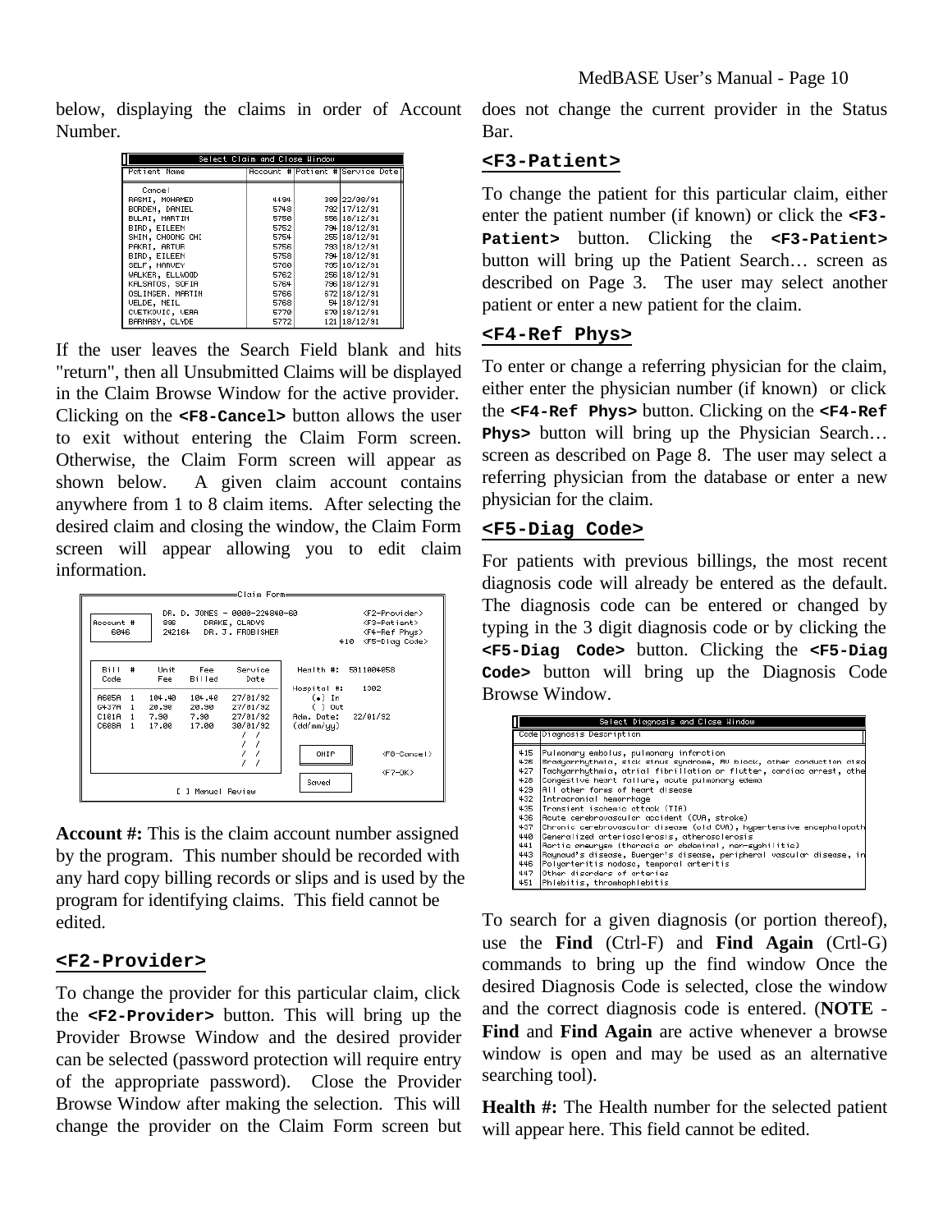below, displaying the claims in order of Account Number.

| Patient Name | Account # | Patient # | Service Date |
|---|---|---|---|
| Cancel | | | |
| RASMI, MOHAMED | 4494 | 399 | 22/08/91 |
| BORDEN, DANIEL | 5748 | 792 | 17/12/91 |
| BULAI, MARTIN | 5750 | 556 | 18/12/91 |
| BIRD, EILEEN | 5752 | 794 | 18/12/91 |
| SHIN, CHOONG CHI | 5754 | 255 | 18/12/91 |
| PAKRI, ARTUR | 5756 | 793 | 18/12/91 |
| BIRD, EILEEN | 5758 | 794 | 18/12/91 |
| SELF, HARVEY | 5760 | 795 | 18/12/91 |
| WALKER, ELLWOOD | 5762 | 256 | 18/12/91 |
| KALSATOS, SOFIA | 5764 | 796 | 18/12/91 |
| OSLINGER, MARTIN | 5766 | 672 | 18/12/91 |
| VELDE, NEIL | 5768 | 54 | 18/12/91 |
| CVETKOVIC, VERA | 5770 | 670 | 18/12/91 |
| BARNABY, CLYDE | 5772 | 121 | 18/12/91 |

If the user leaves the Search Field blank and hits "return", then all Unsubmitted Claims will be displayed in the Claim Browse Window for the active provider. Clicking on the **<F8-Cancel>** button allows the user to exit without entering the Claim Form screen. Otherwise, the Claim Form screen will appear as shown below. A given claim account contains anywhere from 1 to 8 claim items. After selecting the desired claim and closing the window, the Claim Form screen will appear allowing you to edit claim information.

Claim Form

Account # 6046 — DR. D. JONES - 0000-224840-60 — 906 DRAKE, GLADYS — 242164 DR. J. FROBISHER — 410

<F2-Provider> <F3-Patient> <F4-Ref Phys> <F5-Diag Code>

| Bill Code | # | Unit Fee | Fee Billed | Service Date |
|---|---|---|---|---|
| A605A | 1 | 104.40 | 104.40 | 27/01/92 |
| G437A | 1 | 20.90 | 20.90 | 27/01/92 |
| C101A | 1 | 7.90 | 7.90 | 27/01/92 |
| C608A | 1 | 17.00 | 17.00 | 30/01/92 |

Health #: 5811004058
Hospital #: 1302
(•) In ( ) Out
Adm. Date: 22/01/92 (dd/mm/yy)
OHIP <F8-Cancel>
Saved <F7-OK>
[ ] Manual Review

**Account #:** This is the claim account number assigned by the program. This number should be recorded with any hard copy billing records or slips and is used by the program for identifying claims. This field cannot be edited.

## <F2-Provider>

To change the provider for this particular claim, click the **<F2-Provider>** button. This will bring up the Provider Browse Window and the desired provider can be selected (password protection will require entry of the appropriate password). Close the Provider Browse Window after making the selection. This will change the provider on the Claim Form screen but does not change the current provider in the Status Bar.

## <F3-Patient>

To change the patient for this particular claim, either enter the patient number (if known) or click the **<F3-Patient>** button. Clicking the **<F3-Patient>** button will bring up the Patient Search… screen as described on Page 3. The user may select another patient or enter a new patient for the claim.

## <F4-Ref Phys>

To enter or change a referring physician for the claim, either enter the physician number (if known) or click the **<F4-Ref Phys>** button. Clicking on the **<F4-Ref Phys>** button will bring up the Physician Search… screen as described on Page 8. The user may select a referring physician from the database or enter a new physician for the claim.

## <F5-Diag Code>

For patients with previous billings, the most recent diagnosis code will already be entered as the default. The diagnosis code can be entered or changed by typing in the 3 digit diagnosis code or by clicking the **<F5-Diag Code>** button. Clicking the **<F5-Diag Code>** button will bring up the Diagnosis Code Browse Window.

| Code | Diagnosis Description |
|---|---|
| 415 | Pulmonary embolus, pulmonary infarction |
| 426 | Bradyarrhythmia, sick sinus syndrome, AV block, other conduction diso |
| 427 | Tachyarrhythmia, atrial fibrillation or flutter, cardiac arrest, othe |
| 428 | Congestive heart failure, acute pulmonary edema |
| 429 | All other forms of heart disease |
| 432 | Intracranial hemorrhage |
| 435 | Transient ischemic attack (TIA) |
| 436 | Acute cerebrovascular accident (CVA, stroke) |
| 437 | Chronic cerebrovascular disease (old CVA), hypertensive encephalopath |
| 440 | Generalized arteriosclerosis, atherosclerosis |
| 441 | Aortic aneurysm (thoracic or abdominal, non-syphilitic) |
| 443 | Raynaud's disease, Buerger's disease, peripheral vascular disease, in |
| 446 | Polyarteritis nodosa, temporal arteritis |
| 447 | Other disorders of arteries |
| 451 | Phlebitis, thrombophlebitis |

To search for a given diagnosis (or portion thereof), use the **Find** (Ctrl-F) and **Find Again** (Crtl-G) commands to bring up the find window Once the desired Diagnosis Code is selected, close the window and the correct diagnosis code is entered. (**NOTE** - **Find** and **Find Again** are active whenever a browse window is open and may be used as an alternative searching tool).

**Health #:** The Health number for the selected patient will appear here. This field cannot be edited.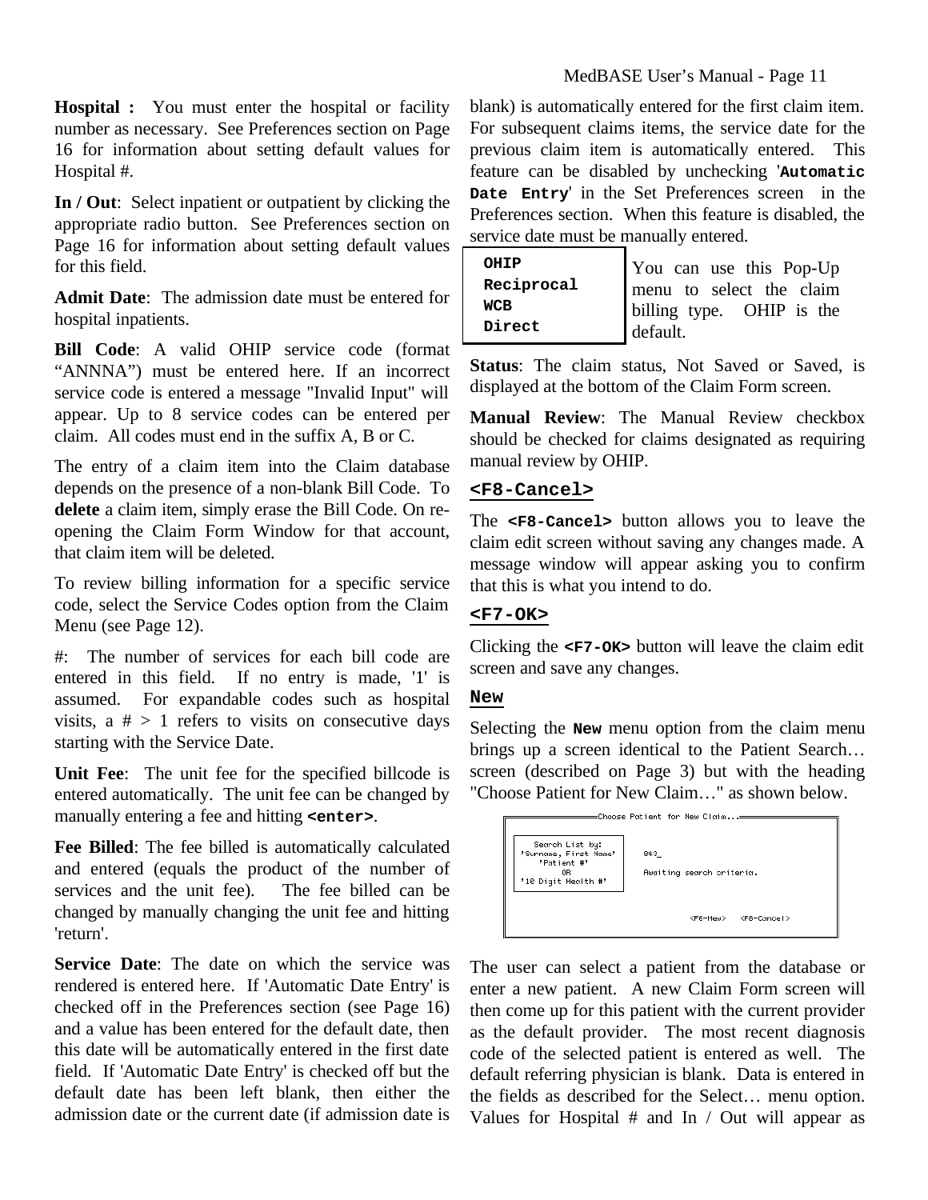**Hospital :** You must enter the hospital or facility number as necessary. See Preferences section on Page 16 for information about setting default values for Hospital #.

**In / Out**: Select inpatient or outpatient by clicking the appropriate radio button. See Preferences section on Page 16 for information about setting default values for this field.

**Admit Date**: The admission date must be entered for hospital inpatients.

**Bill Code**: A valid OHIP service code (format "ANNNA") must be entered here. If an incorrect service code is entered a message "Invalid Input" will appear. Up to 8 service codes can be entered per claim. All codes must end in the suffix A, B or C.

The entry of a claim item into the Claim database depends on the presence of a non-blank Bill Code. To **delete** a claim item, simply erase the Bill Code. On re-opening the Claim Form Window for that account, that claim item will be deleted.

To review billing information for a specific service code, select the Service Codes option from the Claim Menu (see Page 12).

#: The number of services for each bill code are entered in this field. If no entry is made, '1' is assumed. For expandable codes such as hospital visits, a # > 1 refers to visits on consecutive days starting with the Service Date.

**Unit Fee**: The unit fee for the specified billcode is entered automatically. The unit fee can be changed by manually entering a fee and hitting **<enter>**.

**Fee Billed**: The fee billed is automatically calculated and entered (equals the product of the number of services and the unit fee). The fee billed can be changed by manually changing the unit fee and hitting 'return'.

**Service Date**: The date on which the service was rendered is entered here. If 'Automatic Date Entry' is checked off in the Preferences section (see Page 16) and a value has been entered for the default date, then this date will be automatically entered in the first date field. If 'Automatic Date Entry' is checked off but the default date has been left blank, then either the admission date or the current date (if admission date is blank) is automatically entered for the first claim item. For subsequent claims items, the service date for the previous claim item is automatically entered. This feature can be disabled by unchecking '**Automatic Date Entry**' in the Set Preferences screen in the Preferences section. When this feature is disabled, the service date must be manually entered.

```
OHIP
Reciprocal
WCB
Direct
```

You can use this Pop-Up menu to select the claim billing type. OHIP is the default.

**Status**: The claim status, Not Saved or Saved, is displayed at the bottom of the Claim Form screen.

**Manual Review**: The Manual Review checkbox should be checked for claims designated as requiring manual review by OHIP.

## <F8-Cancel>

The **<F8-Cancel>** button allows you to leave the claim edit screen without saving any changes made. A message window will appear asking you to confirm that this is what you intend to do.

## <F7-OK>

Clicking the **<F7-OK>** button will leave the claim edit screen and save any changes.

## New

Selecting the **New** menu option from the claim menu brings up a screen identical to the Patient Search… screen (described on Page 3) but with the heading "Choose Patient for New Claim…" as shown below.

```
Choose Patient for New Claim...

   Search List by:
'Surname, First Name'      843_
    'Patient #'
        OR                  Awaiting search criteria.
'10 Digit Health #'

                                  <F6-New>   <F8-Cancel>
```

The user can select a patient from the database or enter a new patient. A new Claim Form screen will then come up for this patient with the current provider as the default provider. The most recent diagnosis code of the selected patient is entered as well. The default referring physician is blank. Data is entered in the fields as described for the Select… menu option. Values for Hospital # and In / Out will appear as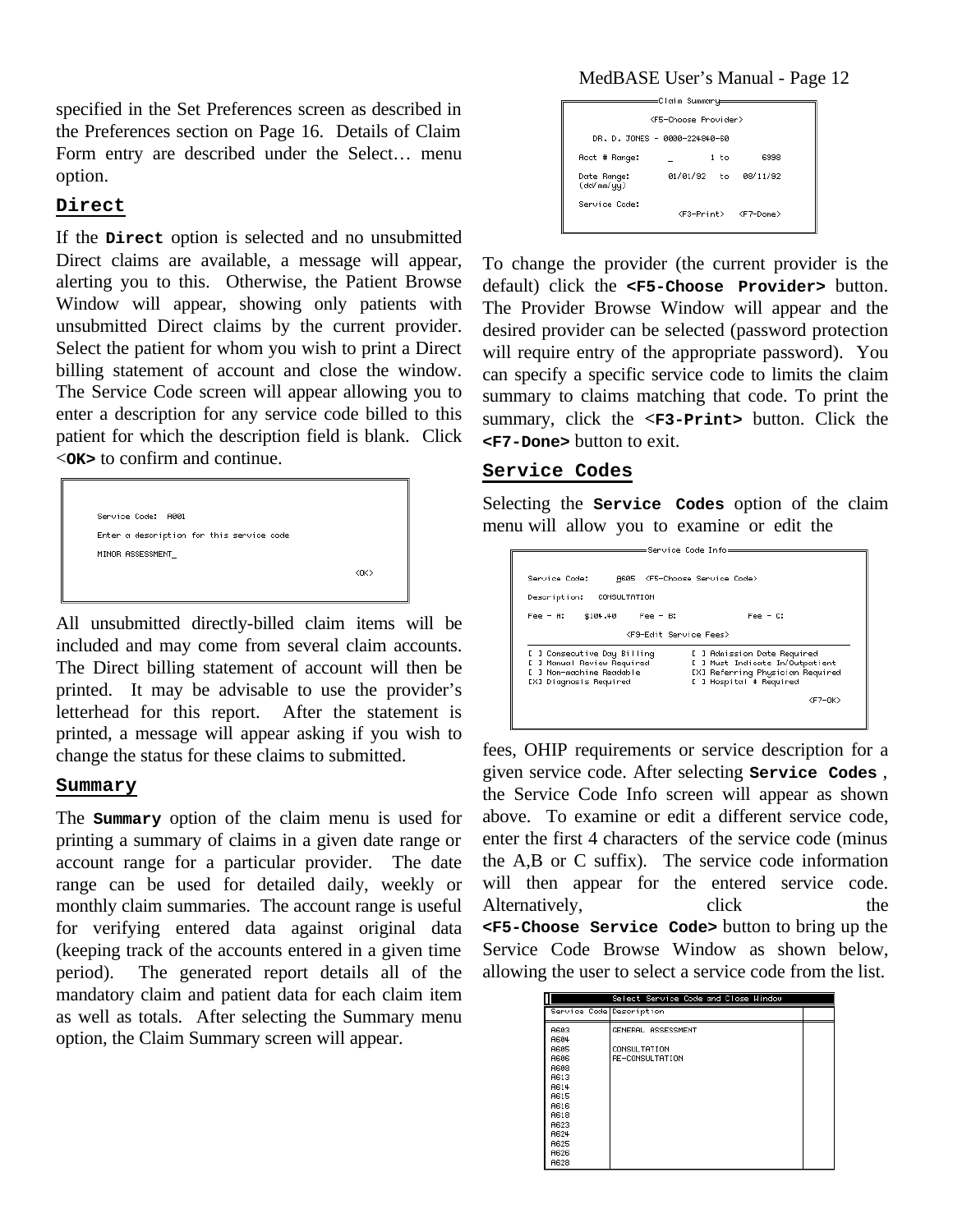specified in the Set Preferences screen as described in the Preferences section on Page 16. Details of Claim Form entry are described under the Select… menu option.

### Direct

If the **Direct** option is selected and no unsubmitted Direct claims are available, a message will appear, alerting you to this. Otherwise, the Patient Browse Window will appear, showing only patients with unsubmitted Direct claims by the current provider. Select the patient for whom you wish to print a Direct billing statement of account and close the window. The Service Code screen will appear allowing you to enter a description for any service code billed to this patient for which the description field is blank. Click <**OK>** to confirm and continue.

```
Service Code:  A001
Enter a description for this service code
MINOR ASSESSMENT_
                                                <OK>
```

All unsubmitted directly-billed claim items will be included and may come from several claim accounts. The Direct billing statement of account will then be printed. It may be advisable to use the provider's letterhead for this report. After the statement is printed, a message will appear asking if you wish to change the status for these claims to submitted.

### Summary

The **Summary** option of the claim menu is used for printing a summary of claims in a given date range or account range for a particular provider. The date range can be used for detailed daily, weekly or monthly claim summaries. The account range is useful for verifying entered data against original data (keeping track of the accounts entered in a given time period). The generated report details all of the mandatory claim and patient data for each claim item as well as totals. After selecting the Summary menu option, the Claim Summary screen will appear.

```
                    Claim Summary
              <F5-Choose Provider>
     DR. D. JONES - 0000-224840-60

Acct # Range:      _        1 to       6998

Date Range:        01/01/92   to   08/11/92
(dd/mm/yy)

Service Code:
                      <F3-Print>   <F7-Done>
```

To change the provider (the current provider is the default) click the **<F5-Choose Provider>** button. The Provider Browse Window will appear and the desired provider can be selected (password protection will require entry of the appropriate password). You can specify a specific service code to limits the claim summary to claims matching that code. To print the summary, click the **<F3-Print>** button. Click the **<F7-Done>** button to exit.

### Service Codes

Selecting the **Service Codes** option of the claim menu will allow you to examine or edit the

```
                         Service Code Info
Service Code:      A605  <F5-Choose Service Code>

Description:   CONSULTATION

Fee - A:    $104.40     Fee - B:              Fee - C:

                     <F9-Edit Service Fees>
[ ] Consecutive Day Billing      [ ] Admission Date Required
[ ] Manual Review Required       [ ] Must Indicate In/Outpatient
[ ] Non-machine Readable         [X] Referring Physician Required
[X] Diagnosis Required           [ ] Hospital # Required

                                                        <F7-OK>
```

fees, OHIP requirements or service description for a given service code. After selecting **Service Codes** , the Service Code Info screen will appear as shown above. To examine or edit a different service code, enter the first 4 characters of the service code (minus the A,B or C suffix). The service code information will then appear for the entered service code. Alternatively, click the **<F5-Choose Service Code>** button to bring up the Service Code Browse Window as shown below, allowing the user to select a service code from the list.

```
           Select Service Code and Close Window
Service Code | Description
A603         | GENERAL ASSESSMENT
A604         |
A605         | CONSULTATION
A606         | RE-CONSULTATION
A608         |
A613         |
A614         |
A615         |
A616         |
A618         |
A623         |
A624         |
A625         |
A626         |
A628         |
```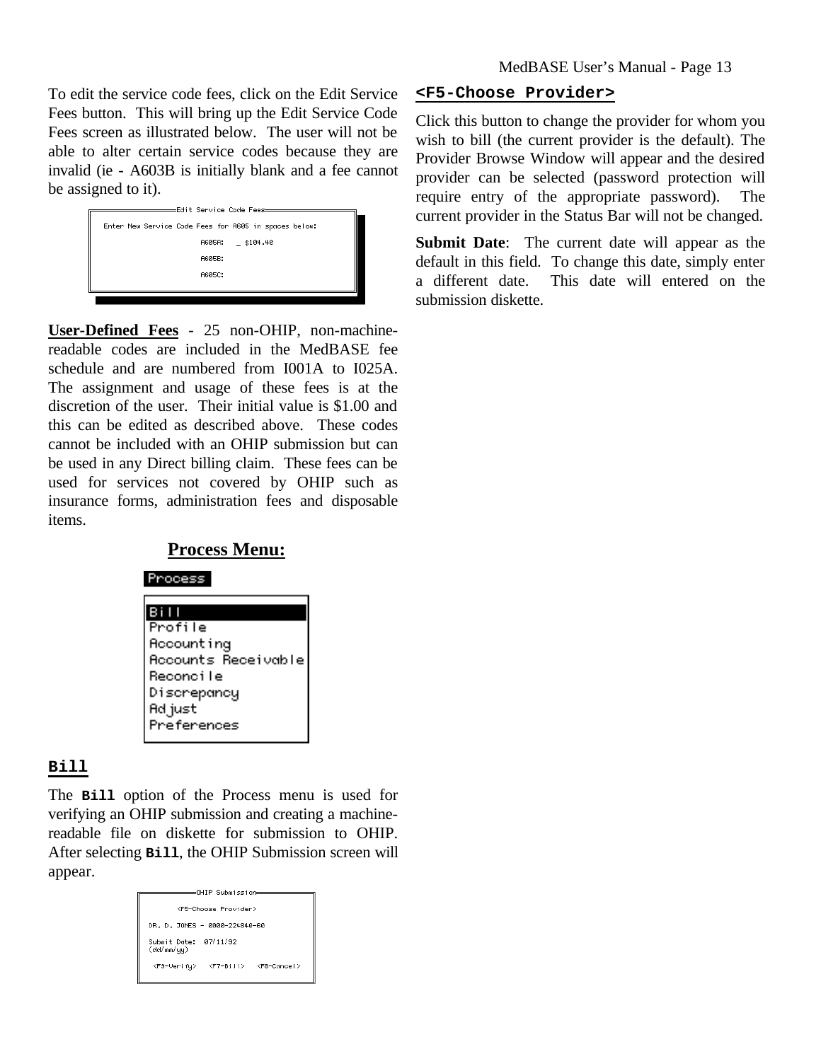To edit the service code fees, click on the Edit Service Fees button. This will bring up the Edit Service Code Fees screen as illustrated below. The user will not be able to alter certain service codes because they are invalid (ie - A603B is initially blank and a fee cannot be assigned to it).

```
Edit Service Code Fees
Enter New Service Code Fees for A605 in spaces below:

A605A:   _ $104.40
A605B:
A605C:
```

**User-Defined Fees** - 25 non-OHIP, non-machine-readable codes are included in the MedBASE fee schedule and are numbered from I001A to I025A. The assignment and usage of these fees is at the discretion of the user. Their initial value is $1.00 and this can be edited as described above. These codes cannot be included with an OHIP submission but can be used in any Direct billing claim. These fees can be used for services not covered by OHIP such as insurance forms, administration fees and disposable items.

## Process Menu:

```
Process

Bill
Profile
Accounting
Accounts Receivable
Reconcile
Discrepancy
Adjust
Preferences
```

### Bill

The **Bill** option of the Process menu is used for verifying an OHIP submission and creating a machine-readable file on diskette for submission to OHIP. After selecting **Bill**, the OHIP Submission screen will appear.

```
OHIP Submission
<F5-Choose Provider>
DR. D. JONES - 0000-224840-60
Submit Date:  07/11/92
(dd/mm/yy)
<F9-Verify>   <F7-Bill>   <F8-Cancel>
```

### <F5-Choose Provider>

Click this button to change the provider for whom you wish to bill (the current provider is the default). The Provider Browse Window will appear and the desired provider can be selected (password protection will require entry of the appropriate password). The current provider in the Status Bar will not be changed.

**Submit Date**: The current date will appear as the default in this field. To change this date, simply enter a different date. This date will entered on the submission diskette.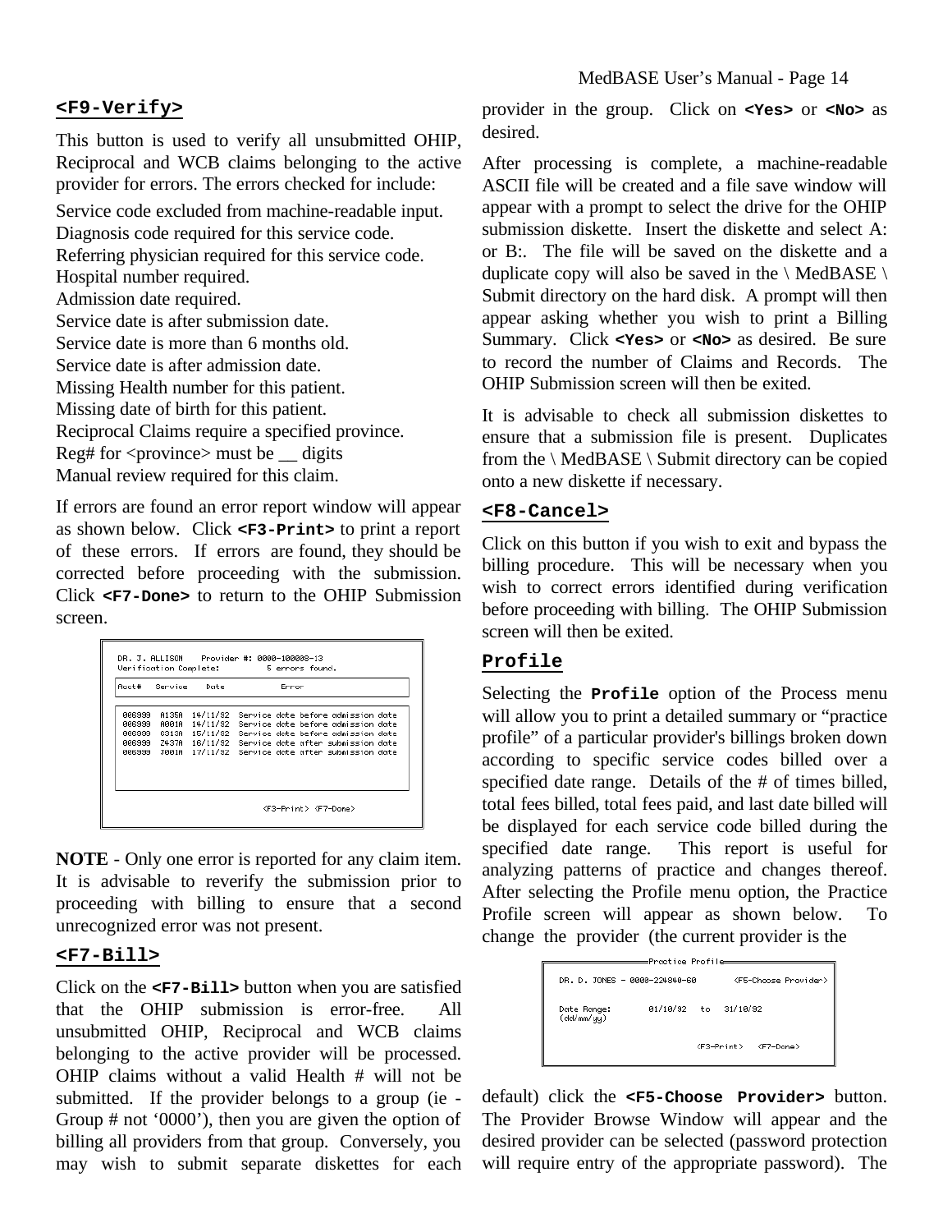### <F9-Verify>

This button is used to verify all unsubmitted OHIP, Reciprocal and WCB claims belonging to the active provider for errors. The errors checked for include:

Service code excluded from machine-readable input.
Diagnosis code required for this service code.
Referring physician required for this service code.
Hospital number required.
Admission date required.
Service date is after submission date.
Service date is more than 6 months old.
Service date is after admission date.
Missing Health number for this patient.
Missing date of birth for this patient.
Reciprocal Claims require a specified province.
Reg# for <province> must be __ digits
Manual review required for this claim.

If errors are found an error report window will appear as shown below. Click **<F3-Print>** to print a report of these errors. If errors are found, they should be corrected before proceeding with the submission. Click **<F7-Done>** to return to the OHIP Submission screen.

```
DR. J. ALLISON    Provider #: 0000-100008-13
Verification Complete:          5 errors found.

Acct#   Service   Date         Error

006999  A135A  14/11/92  Service date before admission date
006999  A001A  14/11/92  Service date before admission date
006999  G313A  15/11/92  Service date before admission date
006999  Z437A  16/11/92  Service date after submission date
006999  J001A  17/11/92  Service date after submission date

                         <F3-Print> <F7-Done>
```

**NOTE** - Only one error is reported for any claim item. It is advisable to reverify the submission prior to proceeding with billing to ensure that a second unrecognized error was not present.

### <F7-Bill>

Click on the **<F7-Bill>** button when you are satisfied that the OHIP submission is error-free. All unsubmitted OHIP, Reciprocal and WCB claims belonging to the active provider will be processed. OHIP claims without a valid Health # will not be submitted. If the provider belongs to a group (ie - Group # not '0000'), then you are given the option of billing all providers from that group. Conversely, you may wish to submit separate diskettes for each provider in the group. Click on **<Yes>** or **<No>** as desired.

After processing is complete, a machine-readable ASCII file will be created and a file save window will appear with a prompt to select the drive for the OHIP submission diskette. Insert the diskette and select A: or B:. The file will be saved on the diskette and a duplicate copy will also be saved in the \ MedBASE \ Submit directory on the hard disk. A prompt will then appear asking whether you wish to print a Billing Summary. Click **<Yes>** or **<No>** as desired. Be sure to record the number of Claims and Records. The OHIP Submission screen will then be exited.

It is advisable to check all submission diskettes to ensure that a submission file is present. Duplicates from the \ MedBASE \ Submit directory can be copied onto a new diskette if necessary.

### <F8-Cancel>

Click on this button if you wish to exit and bypass the billing procedure. This will be necessary when you wish to correct errors identified during verification before proceeding with billing. The OHIP Submission screen will then be exited.

### Profile

Selecting the **Profile** option of the Process menu will allow you to print a detailed summary or "practice profile" of a particular provider's billings broken down according to specific service codes billed over a specified date range. Details of the # of times billed, total fees billed, total fees paid, and last date billed will be displayed for each service code billed during the specified date range. This report is useful for analyzing patterns of practice and changes thereof. After selecting the Profile menu option, the Practice Profile screen will appear as shown below. To change the provider (the current provider is the default) click the **<F5-Choose Provider>** button. The Provider Browse Window will appear and the desired provider can be selected (password protection will require entry of the appropriate password). The

```
                     Practice Profile
DR. D. JONES - 0000-224840-60         <F5-Choose Provider>

Date Range:        01/10/92   to   31/10/92
(dd/mm/yy)

                              <F3-Print>   <F7-Done>
```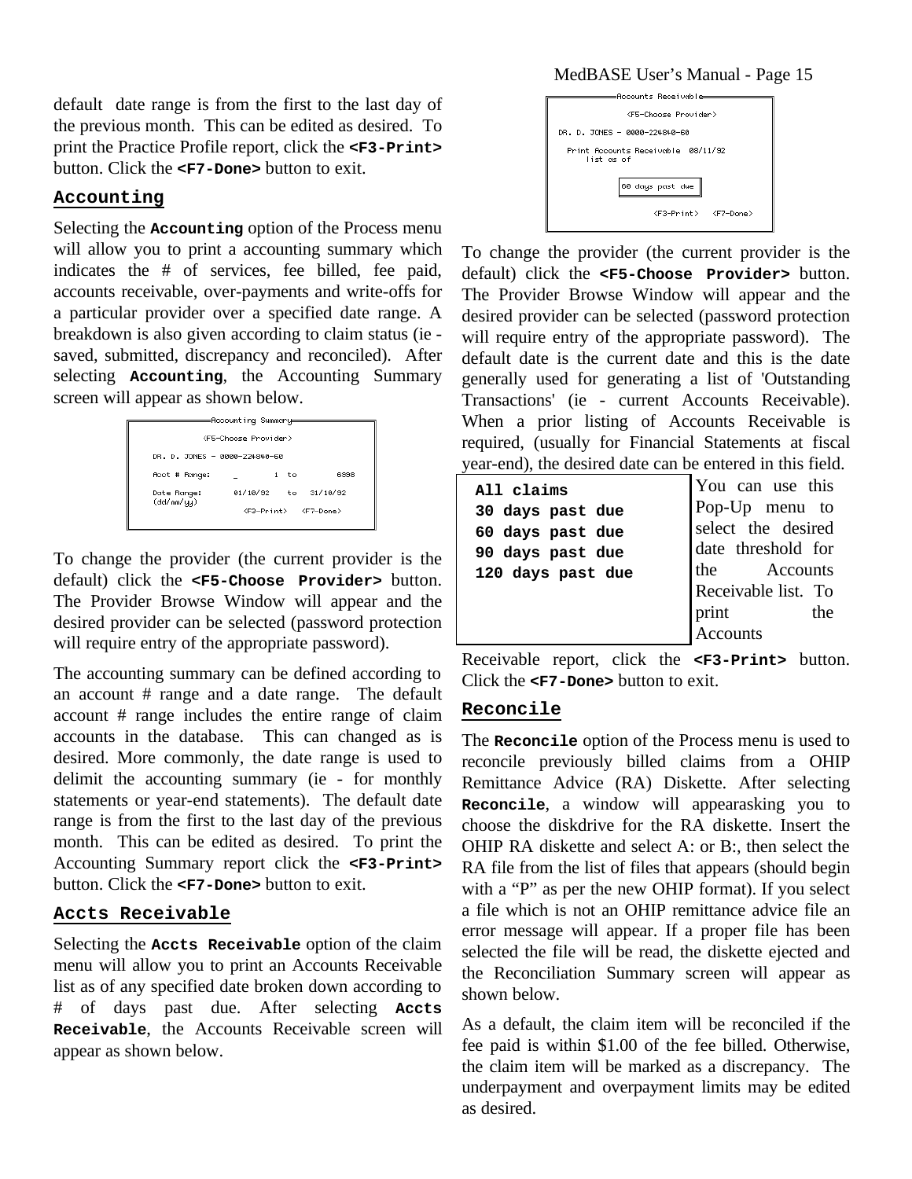default date range is from the first to the last day of the previous month. This can be edited as desired. To print the Practice Profile report, click the **<F3-Print>** button. Click the **<F7-Done>** button to exit.

## Accounting

Selecting the **Accounting** option of the Process menu will allow you to print a accounting summary which indicates the # of services, fee billed, fee paid, accounts receivable, over-payments and write-offs for a particular provider over a specified date range. A breakdown is also given according to claim status (ie - saved, submitted, discrepancy and reconciled). After selecting **Accounting**, the Accounting Summary screen will appear as shown below.

```
Accounting Summary
        <F5-Choose Provider>
DR. D. JONES - 0000-224840-60
Acct # Range:      _      1  to      6598
Date Range:      01/10/92   to   31/10/92
(dd/mm/yy)
             <F3-Print>   <F7-Done>
```

To change the provider (the current provider is the default) click the **<F5-Choose Provider>** button. The Provider Browse Window will appear and the desired provider can be selected (password protection will require entry of the appropriate password).

The accounting summary can be defined according to an account # range and a date range. The default account # range includes the entire range of claim accounts in the database. This can changed as is desired. More commonly, the date range is used to delimit the accounting summary (ie - for monthly statements or year-end statements). The default date range is from the first to the last day of the previous month. This can be edited as desired. To print the Accounting Summary report click the **<F3-Print>** button. Click the **<F7-Done>** button to exit.

## Accts Receivable

Selecting the **Accts Receivable** option of the claim menu will allow you to print an Accounts Receivable list as of any specified date broken down according to # of days past due. After selecting **Accts Receivable**, the Accounts Receivable screen will appear as shown below.

```
Accounts Receivable
        <F5-Choose Provider>
DR. D. JONES - 0000-224840-60
  Print Accounts Receivable  08/11/92
     list as of
          60 days past due
             <F3-Print>   <F7-Done>
```

To change the provider (the current provider is the default) click the **<F5-Choose Provider>** button. The Provider Browse Window will appear and the desired provider can be selected (password protection will require entry of the appropriate password). The default date is the current date and this is the date generally used for generating a list of 'Outstanding Transactions' (ie - current Accounts Receivable). When a prior listing of Accounts Receivable is required, (usually for Financial Statements at fiscal year-end), the desired date can be entered in this field.

```
All claims
30 days past due
60 days past due
90 days past due
120 days past due
```

You can use this Pop-Up menu to select the desired date threshold for the Accounts Receivable list. To print the Accounts Receivable report, click the **<F3-Print>** button. Click the **<F7-Done>** button to exit.

## Reconcile

The **Reconcile** option of the Process menu is used to reconcile previously billed claims from a OHIP Remittance Advice (RA) Diskette. After selecting **Reconcile**, a window will appearasking you to choose the diskdrive for the RA diskette. Insert the OHIP RA diskette and select A: or B:, then select the RA file from the list of files that appears (should begin with a "P" as per the new OHIP format). If you select a file which is not an OHIP remittance advice file an error message will appear. If a proper file has been selected the file will be read, the diskette ejected and the Reconciliation Summary screen will appear as shown below.

As a default, the claim item will be reconciled if the fee paid is within $1.00 of the fee billed. Otherwise, the claim item will be marked as a discrepancy. The underpayment and overpayment limits may be edited as desired.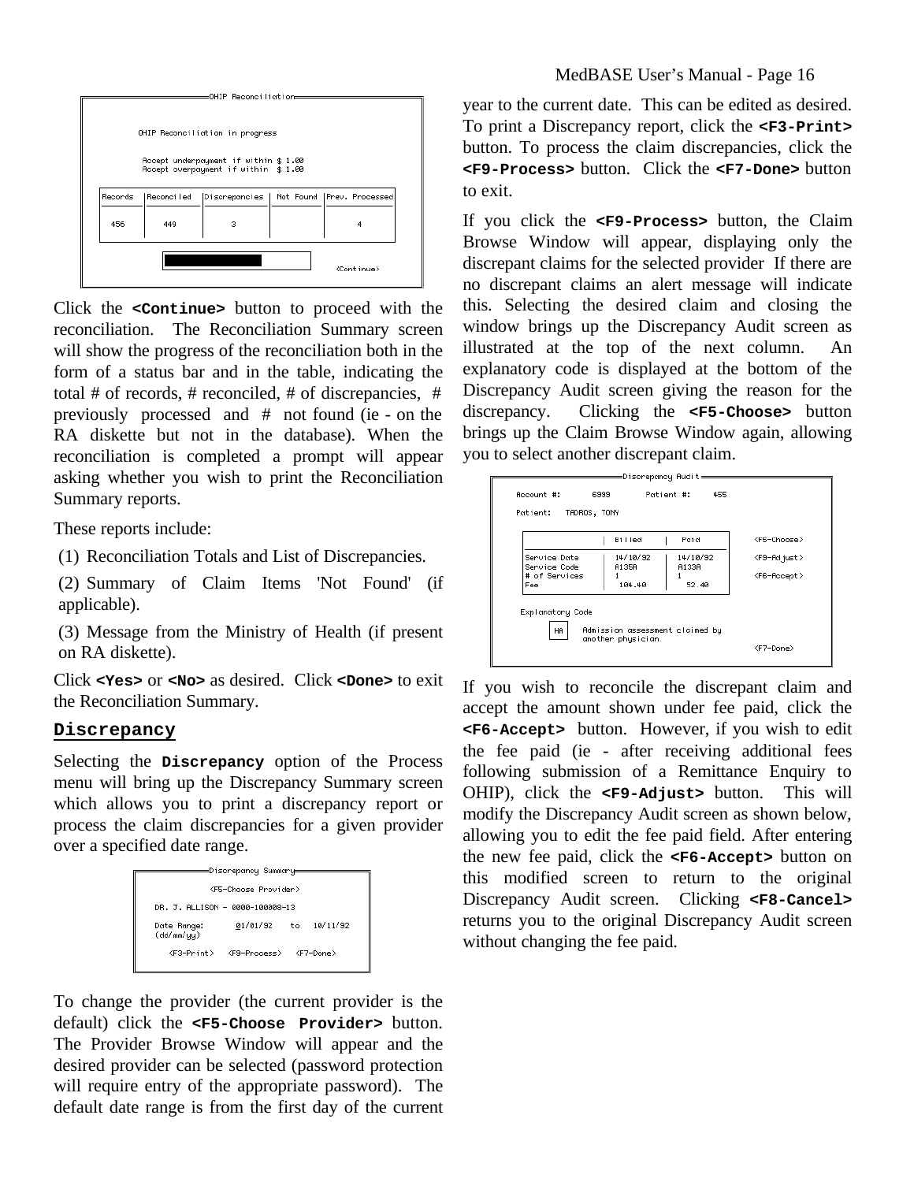Click the **<Continue>** button to proceed with the reconciliation. The Reconciliation Summary screen will show the progress of the reconciliation both in the form of a status bar and in the table, indicating the total # of records, # reconciled, # of discrepancies, # previously processed and # not found (ie - on the RA diskette but not in the database). When the reconciliation is completed a prompt will appear asking whether you wish to print the Reconciliation Summary reports.

These reports include:

(1) Reconciliation Totals and List of Discrepancies.

(2) Summary of Claim Items 'Not Found' (if applicable).

(3) Message from the Ministry of Health (if present on RA diskette).

Click **<Yes>** or **<No>** as desired. Click **<Done>** to exit the Reconciliation Summary.

## Discrepancy

Selecting the **Discrepancy** option of the Process menu will bring up the Discrepancy Summary screen which allows you to print a discrepancy report or process the claim discrepancies for a given provider over a specified date range.

To change the provider (the current provider is the default) click the **<F5-Choose Provider>** button. The Provider Browse Window will appear and the desired provider can be selected (password protection will require entry of the appropriate password). The default date range is from the first day of the current year to the current date. This can be edited as desired. To print a Discrepancy report, click the **<F3-Print>** button. To process the claim discrepancies, click the **<F9-Process>** button. Click the **<F7-Done>** button to exit.

If you click the **<F9-Process>** button, the Claim Browse Window will appear, displaying only the discrepant claims for the selected provider If there are no discrepant claims an alert message will indicate this. Selecting the desired claim and closing the window brings up the Discrepancy Audit screen as illustrated at the top of the next column. An explanatory code is displayed at the bottom of the Discrepancy Audit screen giving the reason for the discrepancy. Clicking the **<F5-Choose>** button brings up the Claim Browse Window again, allowing you to select another discrepant claim.

If you wish to reconcile the discrepant claim and accept the amount shown under fee paid, click the **<F6-Accept>** button. However, if you wish to edit the fee paid (ie - after receiving additional fees following submission of a Remittance Enquiry to OHIP), click the **<F9-Adjust>** button. This will modify the Discrepancy Audit screen as shown below, allowing you to edit the fee paid field. After entering the new fee paid, click the **<F6-Accept>** button on this modified screen to return to the original Discrepancy Audit screen. Clicking **<F8-Cancel>** returns you to the original Discrepancy Audit screen without changing the fee paid.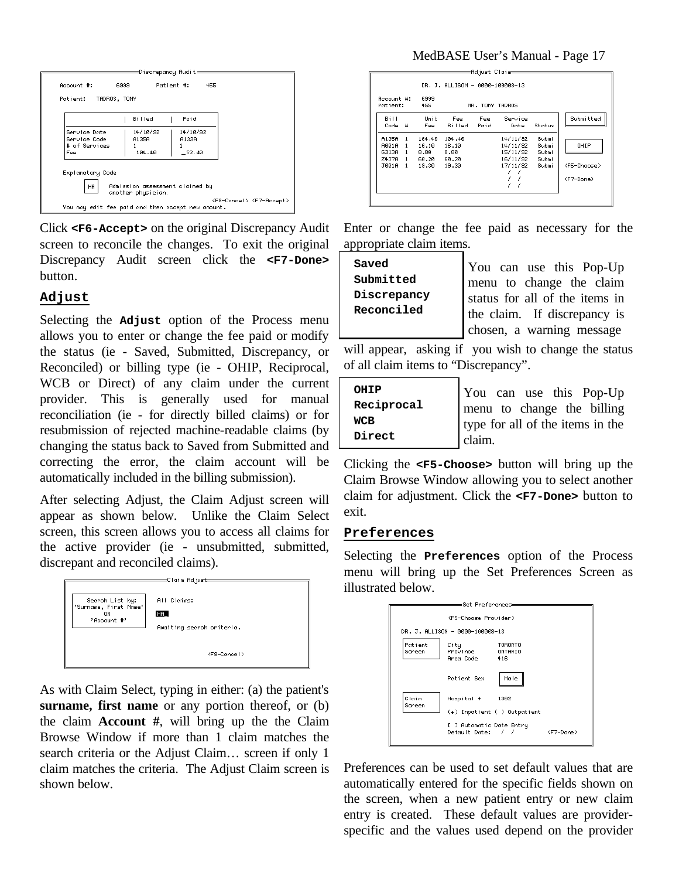```
                              Discrepancy Audit
 Account #:       6999           Patient #:      455

 Patient:   TADROS, TONY

                        |  Billed     |  Paid
 Service Date           |  14/10/92   |  14/10/92
 Service Code           |  A135A      |  A133A
 # of Services          |  1          |  1
 Fee                    |   104.40    |  _52.40

 Explanatory Code

 [HA]   Admission assessment claimed by
        another physician.
                                      <F8-Cancel> <F7-Accept>
 You may edit fee paid and then accept new amount.
```

Click **`<F6-Accept>`** on the original Discrepancy Audit screen to reconcile the changes. To exit the original Discrepancy Audit screen click the **`<F7-Done>`** button.

## Adjust

Selecting the **`Adjust`** option of the Process menu allows you to enter or change the fee paid or modify the status (ie - Saved, Submitted, Discrepancy, or Reconciled) or billing type (ie - OHIP, Reciprocal, WCB or Direct) of any claim under the current provider. This is generally used for manual reconciliation (ie - for directly billed claims) or for resubmission of rejected machine-readable claims (by changing the status back to Saved from Submitted and correcting the error, the claim account will be automatically included in the billing submission).

After selecting Adjust, the Claim Adjust screen will appear as shown below. Unlike the Claim Select screen, this screen allows you to access all claims for the active provider (ie - unsubmitted, submitted, discrepant and reconciled claims).

```
                              Claim Adjust
 Search List by:              All Claims:
 'Surname, First Name'
        OR                    HA_
   'Account #'
                              Awaiting search criteria.

                                            <F8-Cancel>
```

As with Claim Select, typing in either: (a) the patient's **surname, first name** or any portion thereof, or (b) the claim **Account #**, will bring up the the Claim Browse Window if more than 1 claim matches the search criteria or the Adjust Claim… screen if only 1 claim matches the criteria. The Adjust Claim screen is shown below.

```
                              Adjust Claim
          DR. J. ALLISON - 0000-100008-13

 Account #:   6999
 Patient:     455           MR. TONY TADROS

 Bill         Unit    Fee     Fee    Service                [Submitted]
 Code   #     Fee     Billed  Paid   Date       Status

 A135A  1     104.40  104.40         14/11/92   Submi       [OHIP]
 A001A  1     16.10   16.10          14/11/92   Submi
 G313A  1     8.80    8.80           15/11/92   Submi
 Z437A  1     60.20   60.20          16/11/92   Submi       <F5-Choose>
 J001A  1     19.30   19.30          17/11/92   Submi
                                       /  /                 <F7-Done>
                                       /  /
                                       /  /
```

Enter or change the fee paid as necessary for the appropriate claim items.

```
Saved
Submitted
Discrepancy
Reconciled
```

You can use this Pop-Up menu to change the claim status for all of the items in the claim. If discrepancy is chosen, a warning message will appear, asking if you wish to change the status of all claim items to "Discrepancy".

```
OHIP
Reciprocal
WCB
Direct
```

You can use this Pop-Up menu to change the billing type for all of the items in the claim.

Clicking the **`<F5-Choose>`** button will bring up the Claim Browse Window allowing you to select another claim for adjustment. Click the **`<F7-Done>`** button to exit.

## Preferences

Selecting the **`Preferences`** option of the Process menu will bring up the Set Preferences Screen as illustrated below.

```
                         Set Preferences
              <F5-Choose Provider>

 DR. J. ALLISON - 0000-100008-13

 Patient      City          TORONTO
 Screen       Province      ONTARIO
              Area Code     416

              Patient Sex   [Male]

 Claim        Hospital #    1302
 Screen
              (•) Inpatient  ( ) Outpatient

              [ ] Automatic Date Entry
              Default Date:   /  /            <F7-Done>
```

Preferences can be used to set default values that are automatically entered for the specific fields shown on the screen, when a new patient entry or new claim entry is created. These default values are provider-specific and the values used depend on the provider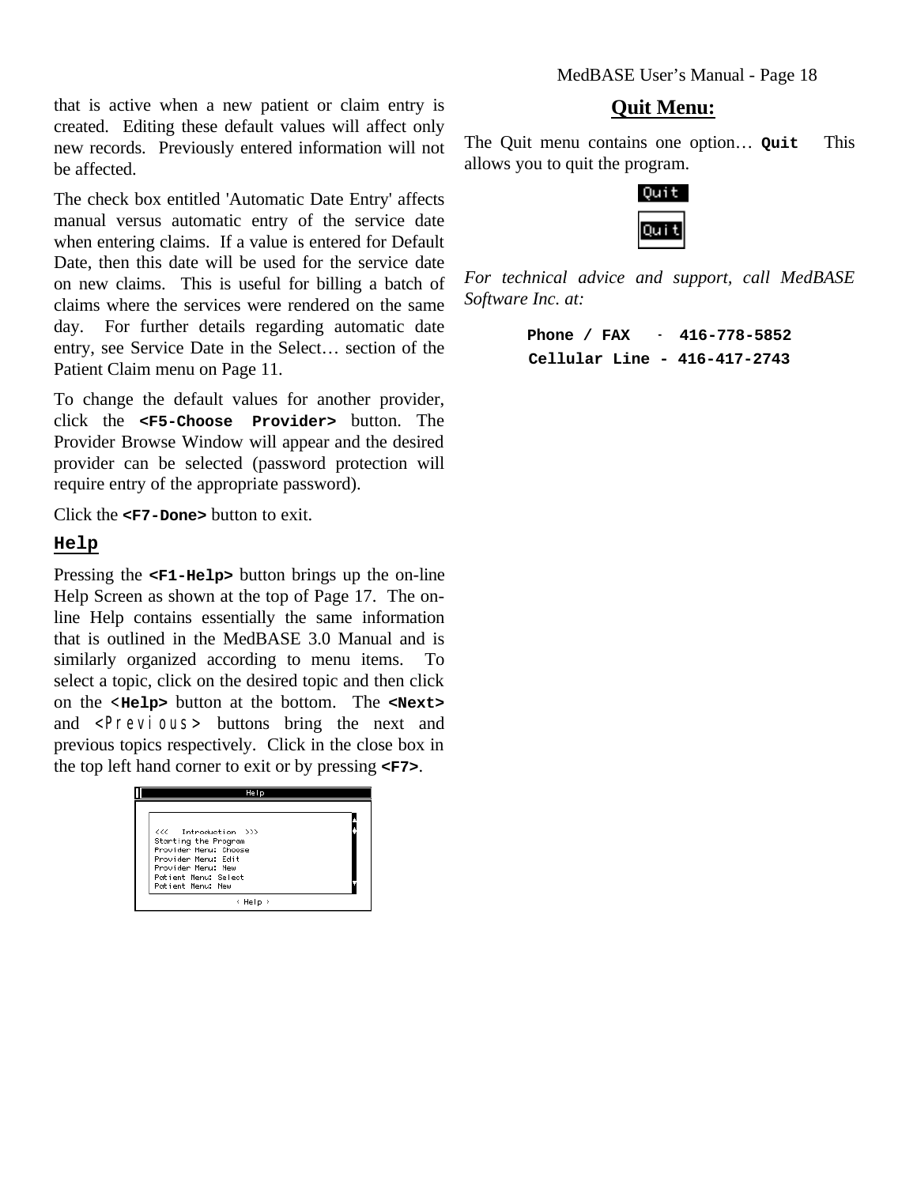that is active when a new patient or claim entry is created. Editing these default values will affect only new records. Previously entered information will not be affected.

The check box entitled 'Automatic Date Entry' affects manual versus automatic entry of the service date when entering claims. If a value is entered for Default Date, then this date will be used for the service date on new claims. This is useful for billing a batch of claims where the services were rendered on the same day. For further details regarding automatic date entry, see Service Date in the Select… section of the Patient Claim menu on Page 11.

To change the default values for another provider, click the **<F5-Choose Provider>** button. The Provider Browse Window will appear and the desired provider can be selected (password protection will require entry of the appropriate password).

Click the **<F7-Done>** button to exit.

## Help

Pressing the **<F1-Help>** button brings up the on-line Help Screen as shown at the top of Page 17. The on-line Help contains essentially the same information that is outlined in the MedBASE 3.0 Manual and is similarly organized according to menu items. To select a topic, click on the desired topic and then click on the **<Help>** button at the bottom. The **<Next>** and <Previous> buttons bring the next and previous topics respectively. Click in the close box in the top left hand corner to exit or by pressing **<F7>**.

## Quit Menu:

The Quit menu contains one option… **Quit** This allows you to quit the program.

*For technical advice and support, call MedBASE Software Inc. at:*

**Phone / FAX - 416-778-5852**
**Cellular Line - 416-417-2743**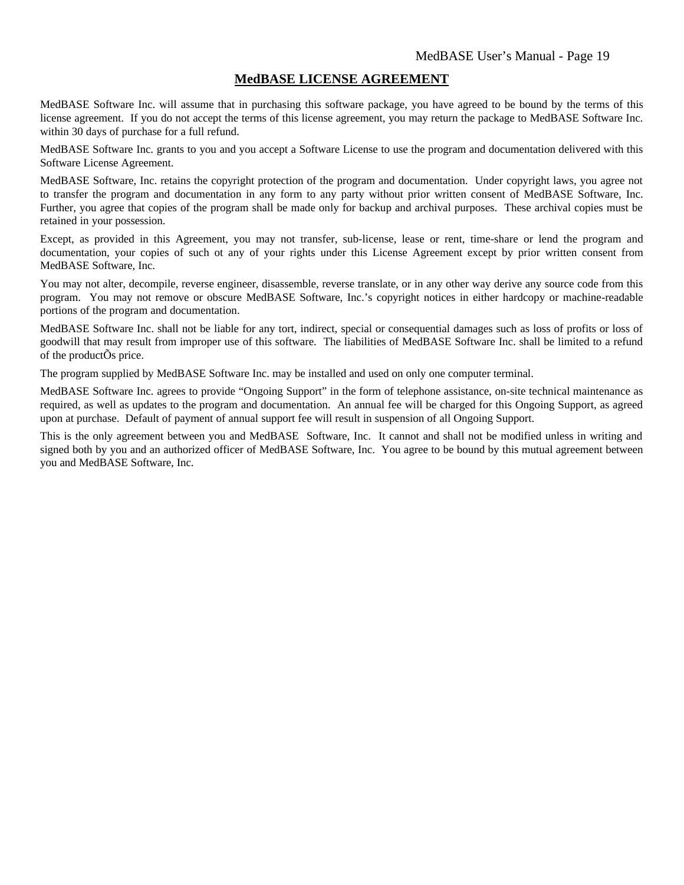# **MedBASE LICENSE AGREEMENT**

MedBASE Software Inc. will assume that in purchasing this software package, you have agreed to be bound by the terms of this license agreement. If you do not accept the terms of this license agreement, you may return the package to MedBASE Software Inc. within 30 days of purchase for a full refund.

MedBASE Software Inc. grants to you and you accept a Software License to use the program and documentation delivered with this Software License Agreement.

MedBASE Software, Inc. retains the copyright protection of the program and documentation. Under copyright laws, you agree not to transfer the program and documentation in any form to any party without prior written consent of MedBASE Software, Inc. Further, you agree that copies of the program shall be made only for backup and archival purposes. These archival copies must be retained in your possession.

Except, as provided in this Agreement, you may not transfer, sub-license, lease or rent, time-share or lend the program and documentation, your copies of such ot any of your rights under this License Agreement except by prior written consent from MedBASE Software, Inc.

You may not alter, decompile, reverse engineer, disassemble, reverse translate, or in any other way derive any source code from this program. You may not remove or obscure MedBASE Software, Inc.'s copyright notices in either hardcopy or machine-readable portions of the program and documentation.

MedBASE Software Inc. shall not be liable for any tort, indirect, special or consequential damages such as loss of profits or loss of goodwill that may result from improper use of this software. The liabilities of MedBASE Software Inc. shall be limited to a refund of the productÕs price.

The program supplied by MedBASE Software Inc. may be installed and used on only one computer terminal.

MedBASE Software Inc. agrees to provide "Ongoing Support" in the form of telephone assistance, on-site technical maintenance as required, as well as updates to the program and documentation. An annual fee will be charged for this Ongoing Support, as agreed upon at purchase. Default of payment of annual support fee will result in suspension of all Ongoing Support.

This is the only agreement between you and MedBASE Software, Inc. It cannot and shall not be modified unless in writing and signed both by you and an authorized officer of MedBASE Software, Inc. You agree to be bound by this mutual agreement between you and MedBASE Software, Inc.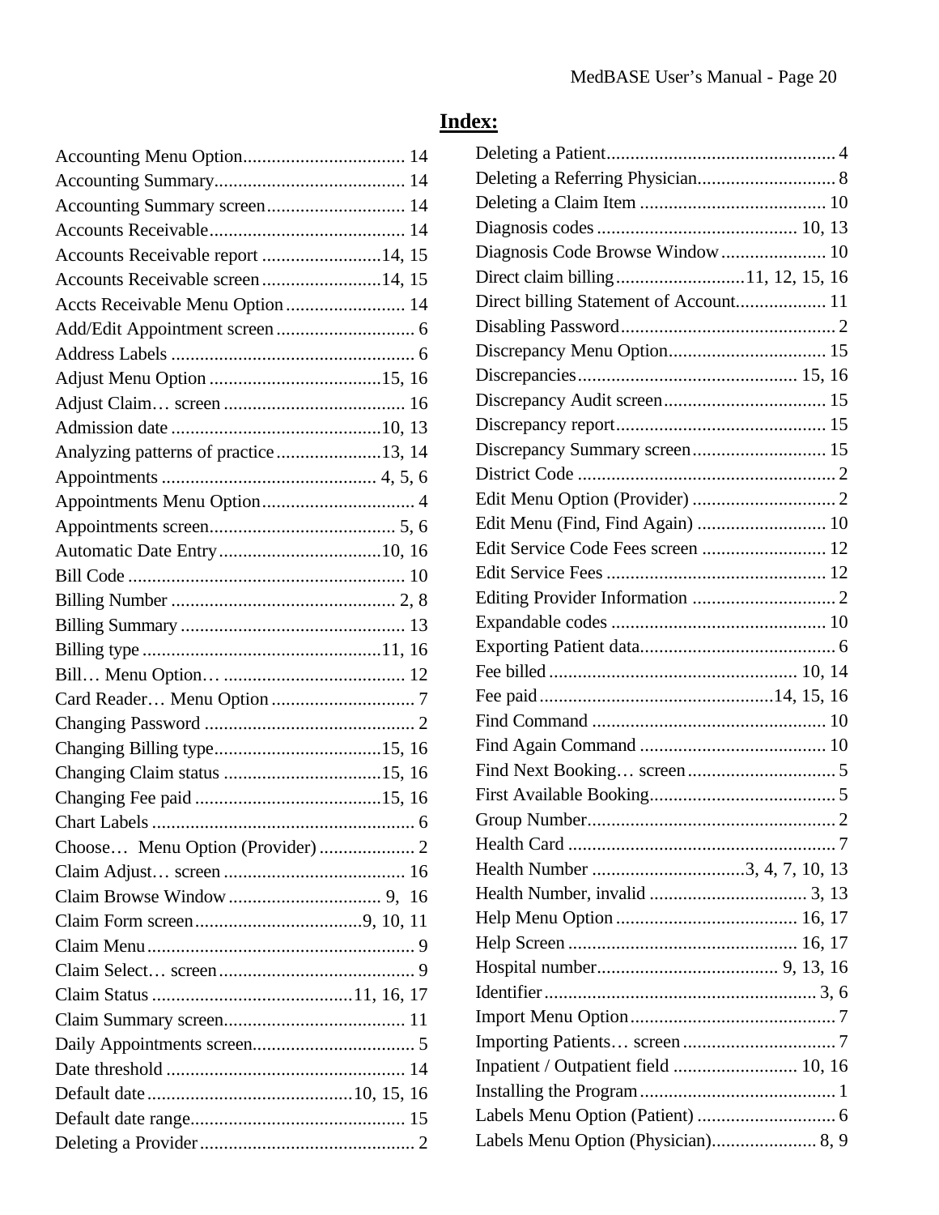## Index:

Accounting Menu Option.................................. 14
Accounting Summary........................................ 14
Accounting Summary screen............................. 14
Accounts Receivable......................................... 14
Accounts Receivable report .........................14, 15
Accounts Receivable screen.........................14, 15
Accts Receivable Menu Option......................... 14
Add/Edit Appointment screen............................. 6
Address Labels ................................................... 6
Adjust Menu Option ....................................15, 16
Adjust Claim… screen ...................................... 16
Admission date ............................................10, 13
Analyzing patterns of practice......................13, 14
Appointments ............................................ 4, 5, 6
Appointments Menu Option................................ 4
Appointments screen....................................... 5, 6
Automatic Date Entry..................................10, 16
Bill Code .......................................................... 10
Billing Number ............................................... 2, 8
Billing Summary ............................................... 13
Billing type ..................................................11, 16
Bill… Menu Option… ...................................... 12
Card Reader… Menu Option.............................. 7
Changing Password ............................................ 2
Changing Billing type...................................15, 16
Changing Claim status .................................15, 16
Changing Fee paid .......................................15, 16
Chart Labels ....................................................... 6
Choose… Menu Option (Provider) .................... 2
Claim Adjust… screen ...................................... 16
Claim Browse Window ................................ 9, 16
Claim Form screen...................................9, 10, 11
Claim Menu........................................................ 9
Claim Select… screen......................................... 9
Claim Status ..........................................11, 16, 17
Claim Summary screen...................................... 11
Daily Appointments screen.................................. 5
Date threshold .................................................. 14
Default date..........................................10, 15, 16
Default date range............................................. 15
Deleting a Provider............................................. 2
Deleting a Patient................................................ 4
Deleting a Referring Physician............................. 8
Deleting a Claim Item ....................................... 10
Diagnosis codes .......................................... 10, 13
Diagnosis Code Browse Window...................... 10
Direct claim billing...........................11, 12, 15, 16
Direct billing Statement of Account................... 11
Disabling Password............................................. 2
Discrepancy Menu Option................................. 15
Discrepancies............................................. 15, 16
Discrepancy Audit screen.................................. 15
Discrepancy report............................................ 15
Discrepancy Summary screen............................ 15
District Code ...................................................... 2
Edit Menu Option (Provider) .............................. 2
Edit Menu (Find, Find Again) ........................... 10
Edit Service Code Fees screen .......................... 12
Edit Service Fees .............................................. 12
Editing Provider Information .............................. 2
Expandable codes ............................................. 10
Exporting Patient data......................................... 6
Fee billed ................................................... 10, 14
Fee paid.................................................14, 15, 16
Find Command ................................................. 10
Find Again Command ....................................... 10
Find Next Booking… screen............................... 5
First Available Booking....................................... 5
Group Number.................................................... 2
Health Card ........................................................ 7
Health Number ................................3, 4, 7, 10, 13
Health Number, invalid ................................. 3, 13
Help Menu Option...................................... 16, 17
Help Screen ................................................ 16, 17
Hospital number...................................... 9, 13, 16
Identifier......................................................... 3, 6
Import Menu Option........................................... 7
Importing Patients… screen................................ 7
Inpatient / Outpatient field .......................... 10, 16
Installing the Program......................................... 1
Labels Menu Option (Patient) ............................. 6
Labels Menu Option (Physician)...................... 8, 9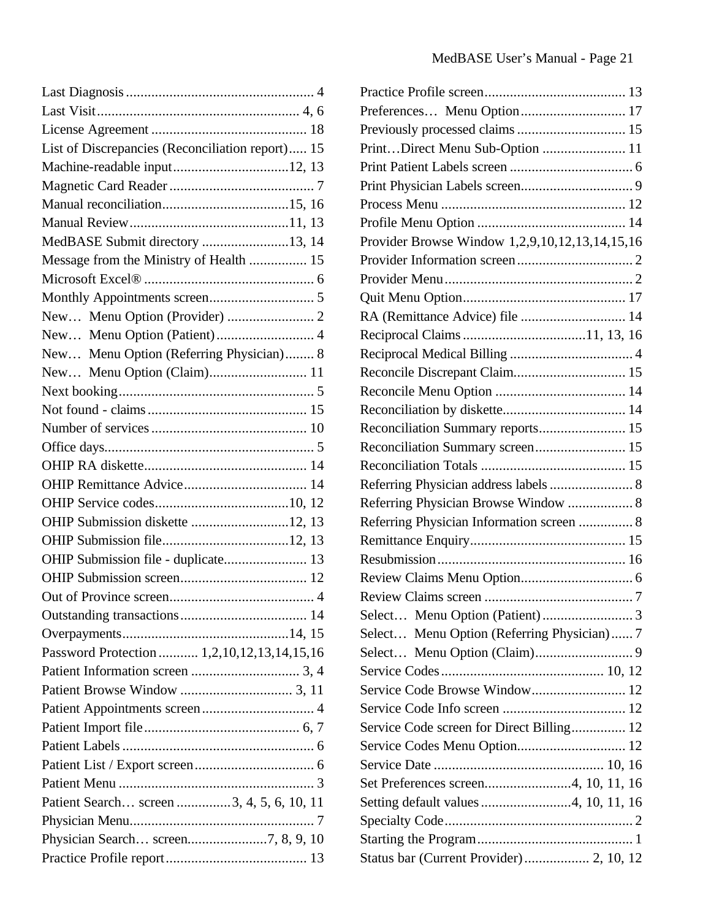Last Diagnosis .................................................... 4
Last Visit......................................................... 4, 6
License Agreement ........................................... 18
List of Discrepancies (Reconciliation report)..... 15
Machine-readable input................................12, 13
Magnetic Card Reader ........................................ 7
Manual reconciliation...................................15, 16
Manual Review............................................11, 13
MedBASE Submit directory ........................13, 14
Message from the Ministry of Health ................ 15
Microsoft Excel® ............................................... 6
Monthly Appointments screen............................. 5
New… Menu Option (Provider) ........................ 2
New… Menu Option (Patient)........................... 4
New… Menu Option (Referring Physician)........ 8
New… Menu Option (Claim)........................... 11
Next booking...................................................... 5
Not found - claims ............................................ 15
Number of services ........................................... 10
Office days.......................................................... 5
OHIP RA diskette............................................. 14
OHIP Remittance Advice.................................. 14
OHIP Service codes.....................................10, 12
OHIP Submission diskette ...........................12, 13
OHIP Submission file...................................12, 13
OHIP Submission file - duplicate....................... 13
OHIP Submission screen................................... 12
Out of Province screen........................................ 4
Outstanding transactions................................... 14
Overpayments..............................................14, 15
Password Protection ........... 1,2,10,12,13,14,15,16
Patient Information screen ............................. 3, 4
Patient Browse Window ............................... 3, 11
Patient Appointments screen............................... 4
Patient Import file........................................... 6, 7
Patient Labels ..................................................... 6
Patient List / Export screen................................. 6
Patient Menu ...................................................... 3
Patient Search… screen ...............3, 4, 5, 6, 10, 11
Physician Menu................................................... 7
Physician Search… screen......................7, 8, 9, 10
Practice Profile report....................................... 13
Practice Profile screen....................................... 13
Preferences… Menu Option............................. 17
Previously processed claims .............................. 15
Print…Direct Menu Sub-Option ....................... 11
Print Patient Labels screen .................................. 6
Print Physician Labels screen............................... 9
Process Menu ................................................... 12
Profile Menu Option ......................................... 14
Provider Browse Window 1,2,9,10,12,13,14,15,16
Provider Information screen................................ 2
Provider Menu.................................................... 2
Quit Menu Option............................................. 17
RA (Remittance Advice) file ............................. 14
Reciprocal Claims ..................................11, 13, 16
Reciprocal Medical Billing .................................. 4
Reconcile Discrepant Claim............................... 15
Reconcile Menu Option .................................... 14
Reconciliation by diskette.................................. 14
Reconciliation Summary reports........................ 15
Reconciliation Summary screen......................... 15
Reconciliation Totals ........................................ 15
Referring Physician address labels ....................... 8
Referring Physician Browse Window .................. 8
Referring Physician Information screen ............... 8
Remittance Enquiry........................................... 15
Resubmission.................................................... 16
Review Claims Menu Option............................... 6
Review Claims screen ......................................... 7
Select… Menu Option (Patient)......................... 3
Select… Menu Option (Referring Physician)...... 7
Select… Menu Option (Claim)........................... 9
Service Codes............................................ 10, 12
Service Code Browse Window.......................... 12
Service Code Info screen .................................. 12
Service Code screen for Direct Billing............... 12
Service Codes Menu Option.............................. 12
Service Date .............................................. 10, 16
Set Preferences screen........................4, 10, 11, 16
Setting default values .........................4, 10, 11, 16
Specialty Code.................................................... 2
Starting the Program........................................... 1
Status bar (Current Provider).................. 2, 10, 12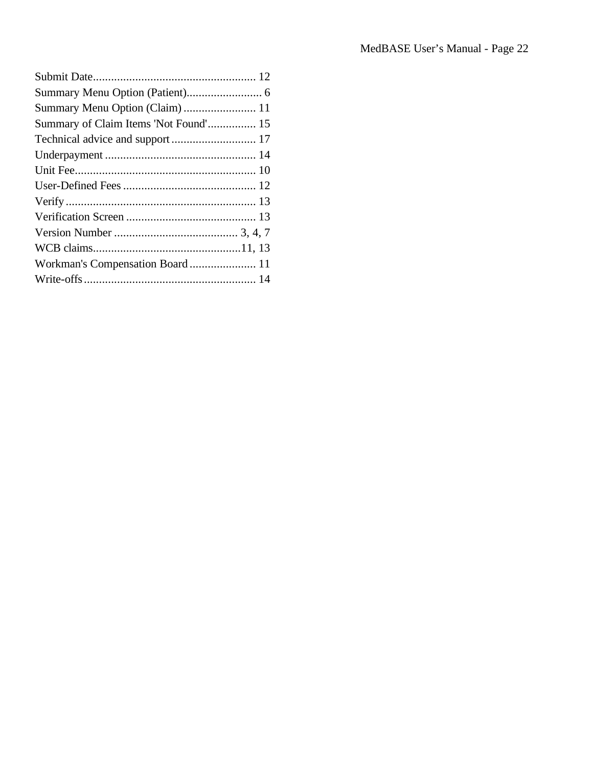Submit Date...................................................... 12
Summary Menu Option (Patient)......................... 6
Summary Menu Option (Claim) ........................ 11
Summary of Claim Items 'Not Found'................ 15
Technical advice and support ............................ 17
Underpayment .................................................. 14
Unit Fee............................................................ 10
User-Defined Fees ............................................ 12
Verify ............................................................... 13
Verification Screen ........................................... 13
Version Number ......................................... 3, 4, 7
WCB claims.................................................11, 13
Workman's Compensation Board ...................... 11
Write-offs ......................................................... 14